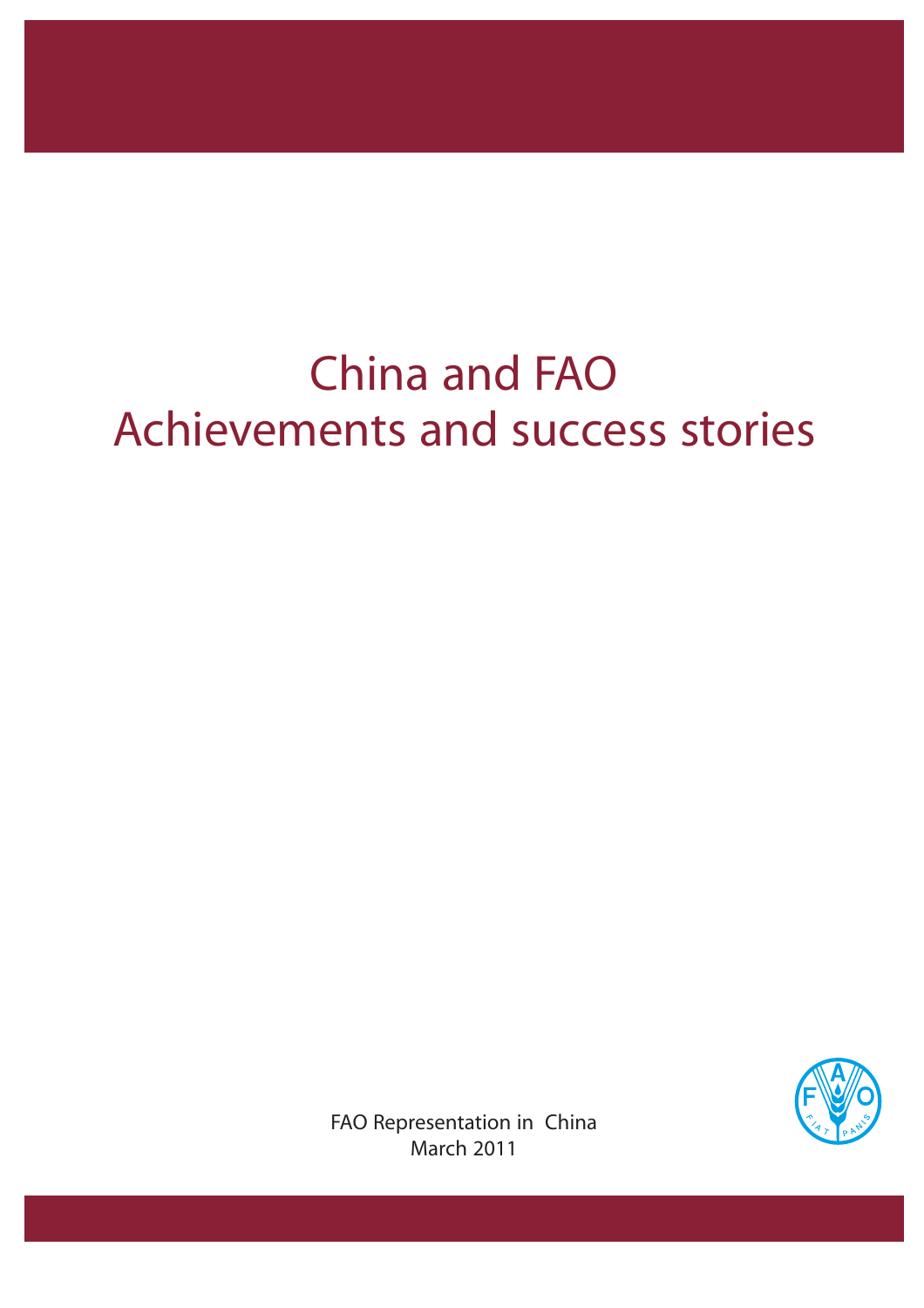# China and FAO
# Achievements and success stories

FAO Representation in China
March 2011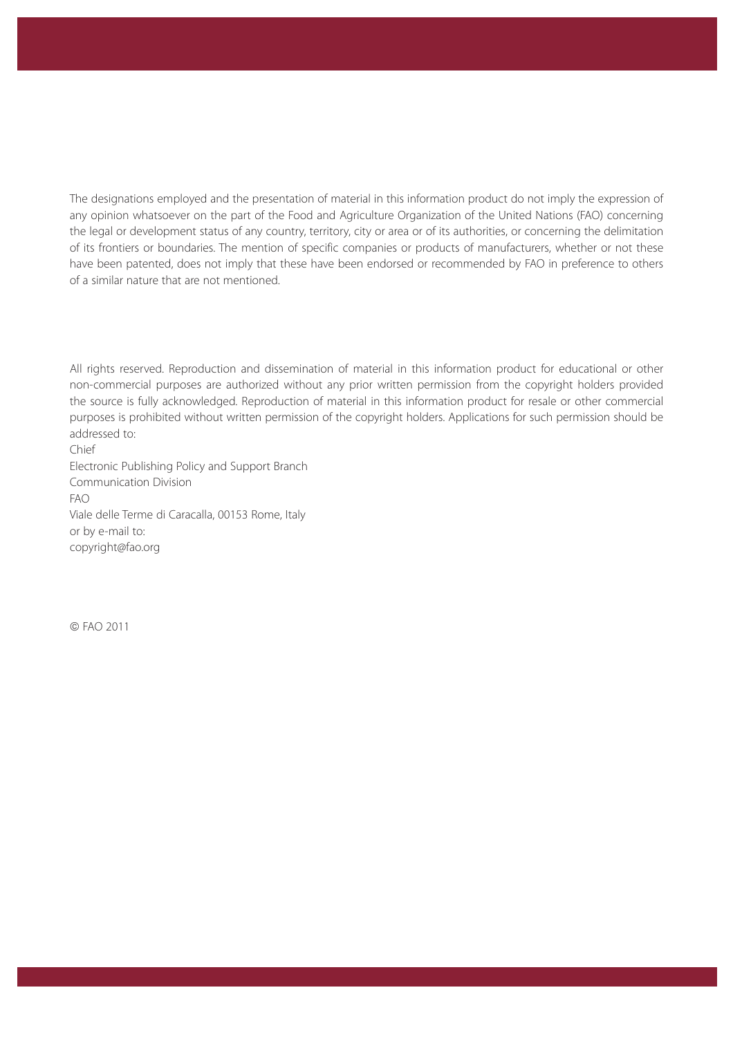The designations employed and the presentation of material in this information product do not imply the expression of any opinion whatsoever on the part of the Food and Agriculture Organization of the United Nations (FAO) concerning the legal or development status of any country, territory, city or area or of its authorities, or concerning the delimitation of its frontiers or boundaries. The mention of specific companies or products of manufacturers, whether or not these have been patented, does not imply that these have been endorsed or recommended by FAO in preference to others of a similar nature that are not mentioned.

All rights reserved. Reproduction and dissemination of material in this information product for educational or other non-commercial purposes are authorized without any prior written permission from the copyright holders provided the source is fully acknowledged. Reproduction of material in this information product for resale or other commercial purposes is prohibited without written permission of the copyright holders. Applications for such permission should be addressed to:
Chief
Electronic Publishing Policy and Support Branch
Communication Division
FAO
Viale delle Terme di Caracalla, 00153 Rome, Italy
or by e-mail to:
copyright@fao.org

© FAO 2011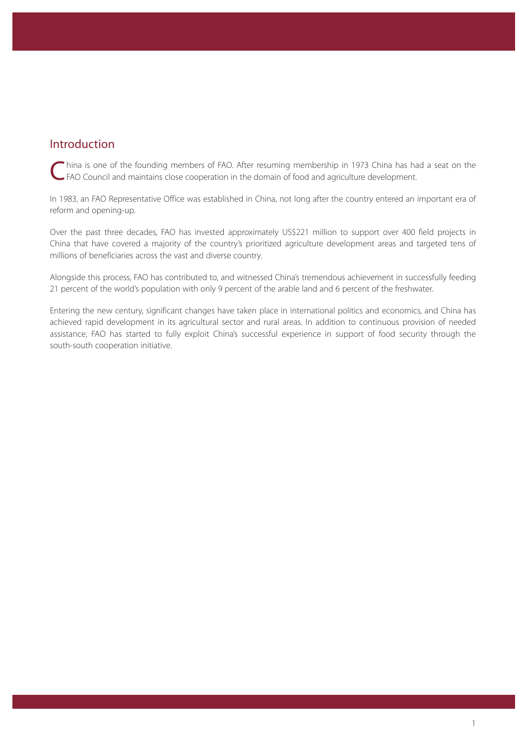## Introduction

China is one of the founding members of FAO. After resuming membership in 1973 China has had a seat on the FAO Council and maintains close cooperation in the domain of food and agriculture development.

In 1983, an FAO Representative Office was established in China, not long after the country entered an important era of reform and opening-up.

Over the past three decades, FAO has invested approximately US$221 million to support over 400 field projects in China that have covered a majority of the country's prioritized agriculture development areas and targeted tens of millions of beneficiaries across the vast and diverse country.

Alongside this process, FAO has contributed to, and witnessed China's tremendous achievement in successfully feeding 21 percent of the world's population with only 9 percent of the arable land and 6 percent of the freshwater.

Entering the new century, significant changes have taken place in international politics and economics, and China has achieved rapid development in its agricultural sector and rural areas. In addition to continuous provision of needed assistance, FAO has started to fully exploit China's successful experience in support of food security through the south-south cooperation initiative.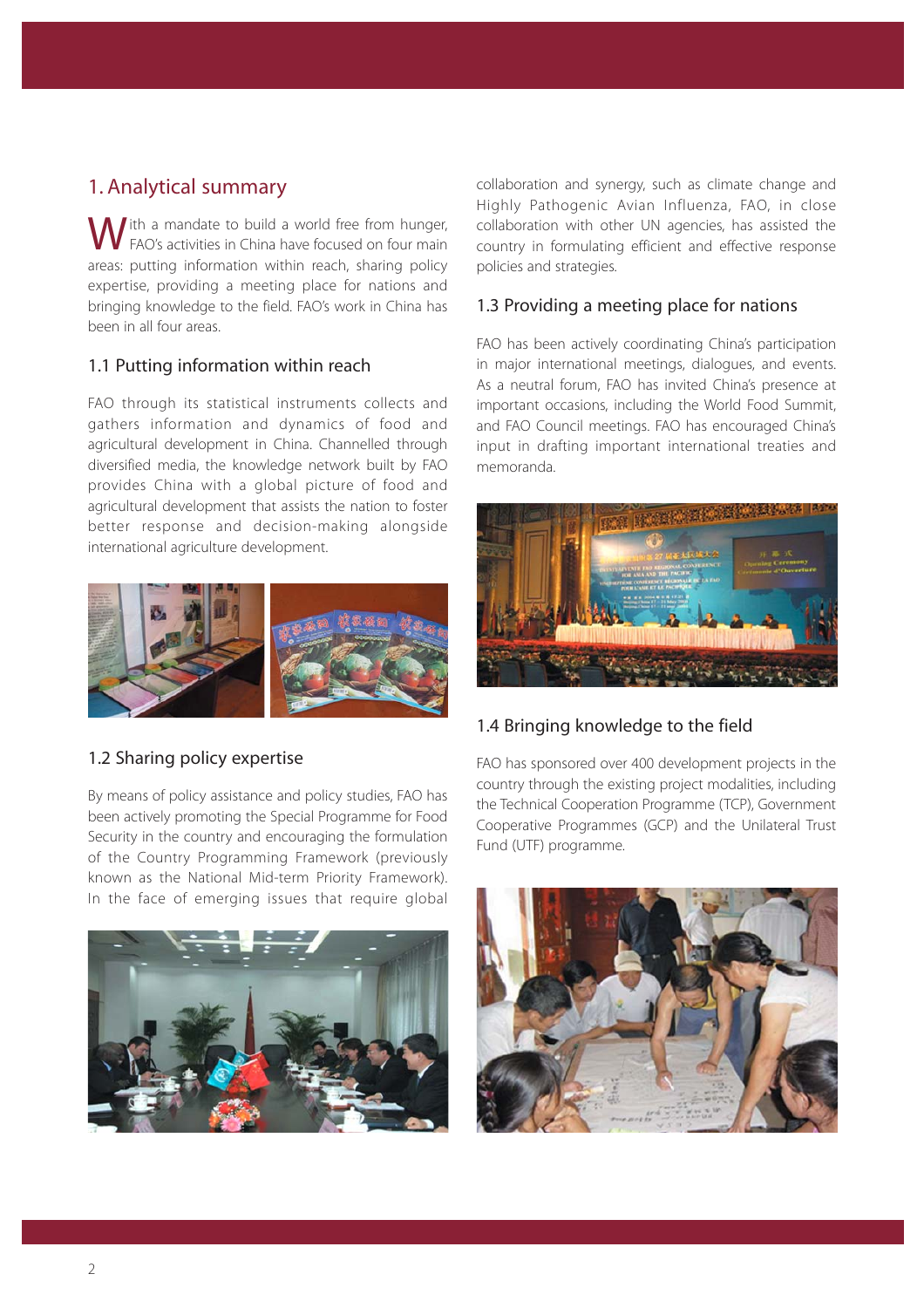# 1. Analytical summary

With a mandate to build a world free from hunger, FAO's activities in China have focused on four main areas: putting information within reach, sharing policy expertise, providing a meeting place for nations and bringing knowledge to the field. FAO's work in China has been in all four areas.

## 1.1 Putting information within reach

FAO through its statistical instruments collects and gathers information and dynamics of food and agricultural development in China. Channelled through diversified media, the knowledge network built by FAO provides China with a global picture of food and agricultural development that assists the nation to foster better response and decision-making alongside international agriculture development.

## 1.2 Sharing policy expertise

By means of policy assistance and policy studies, FAO has been actively promoting the Special Programme for Food Security in the country and encouraging the formulation of the Country Programming Framework (previously known as the National Mid-term Priority Framework). In the face of emerging issues that require global collaboration and synergy, such as climate change and Highly Pathogenic Avian Influenza, FAO, in close collaboration with other UN agencies, has assisted the country in formulating efficient and effective response policies and strategies.

## 1.3 Providing a meeting place for nations

FAO has been actively coordinating China's participation in major international meetings, dialogues, and events. As a neutral forum, FAO has invited China's presence at important occasions, including the World Food Summit, and FAO Council meetings. FAO has encouraged China's input in drafting important international treaties and memoranda.

## 1.4 Bringing knowledge to the field

FAO has sponsored over 400 development projects in the country through the existing project modalities, including the Technical Cooperation Programme (TCP), Government Cooperative Programmes (GCP) and the Unilateral Trust Fund (UTF) programme.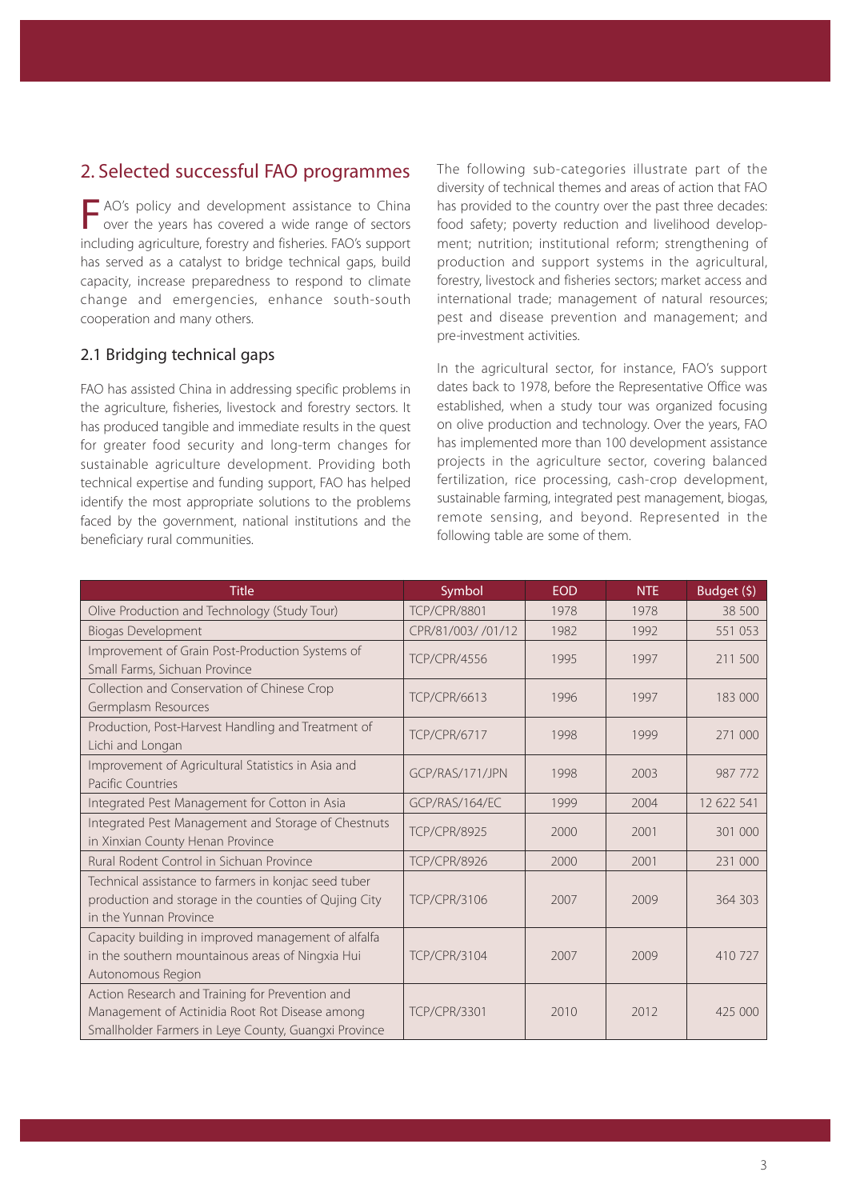## 2. Selected successful FAO programmes

FAO's policy and development assistance to China over the years has covered a wide range of sectors including agriculture, forestry and fisheries. FAO's support has served as a catalyst to bridge technical gaps, build capacity, increase preparedness to respond to climate change and emergencies, enhance south-south cooperation and many others.

### 2.1 Bridging technical gaps

FAO has assisted China in addressing specific problems in the agriculture, fisheries, livestock and forestry sectors. It has produced tangible and immediate results in the quest for greater food security and long-term changes for sustainable agriculture development. Providing both technical expertise and funding support, FAO has helped identify the most appropriate solutions to the problems faced by the government, national institutions and the beneficiary rural communities.

The following sub-categories illustrate part of the diversity of technical themes and areas of action that FAO has provided to the country over the past three decades: food safety; poverty reduction and livelihood development; nutrition; institutional reform; strengthening of production and support systems in the agricultural, forestry, livestock and fisheries sectors; market access and international trade; management of natural resources; pest and disease prevention and management; and pre-investment activities.

In the agricultural sector, for instance, FAO's support dates back to 1978, before the Representative Office was established, when a study tour was organized focusing on olive production and technology. Over the years, FAO has implemented more than 100 development assistance projects in the agriculture sector, covering balanced fertilization, rice processing, cash-crop development, sustainable farming, integrated pest management, biogas, remote sensing, and beyond. Represented in the following table are some of them.

| Title | Symbol | EOD | NTE | Budget ($) |
|---|---|---|---|---|
| Olive Production and Technology (Study Tour) | TCP/CPR/8801 | 1978 | 1978 | 38 500 |
| Biogas Development | CPR/81/003/ /01/12 | 1982 | 1992 | 551 053 |
| Improvement of Grain Post-Production Systems of Small Farms, Sichuan Province | TCP/CPR/4556 | 1995 | 1997 | 211 500 |
| Collection and Conservation of Chinese Crop Germplasm Resources | TCP/CPR/6613 | 1996 | 1997 | 183 000 |
| Production, Post-Harvest Handling and Treatment of Lichi and Longan | TCP/CPR/6717 | 1998 | 1999 | 271 000 |
| Improvement of Agricultural Statistics in Asia and Pacific Countries | GCP/RAS/171/JPN | 1998 | 2003 | 987 772 |
| Integrated Pest Management for Cotton in Asia | GCP/RAS/164/EC | 1999 | 2004 | 12 622 541 |
| Integrated Pest Management and Storage of Chestnuts in Xinxian County Henan Province | TCP/CPR/8925 | 2000 | 2001 | 301 000 |
| Rural Rodent Control in Sichuan Province | TCP/CPR/8926 | 2000 | 2001 | 231 000 |
| Technical assistance to farmers in konjac seed tuber production and storage in the counties of Qujing City in the Yunnan Province | TCP/CPR/3106 | 2007 | 2009 | 364 303 |
| Capacity building in improved management of alfalfa in the southern mountainous areas of Ningxia Hui Autonomous Region | TCP/CPR/3104 | 2007 | 2009 | 410 727 |
| Action Research and Training for Prevention and Management of Actinidia Root Rot Disease among Smallholder Farmers in Leye County, Guangxi Province | TCP/CPR/3301 | 2010 | 2012 | 425 000 |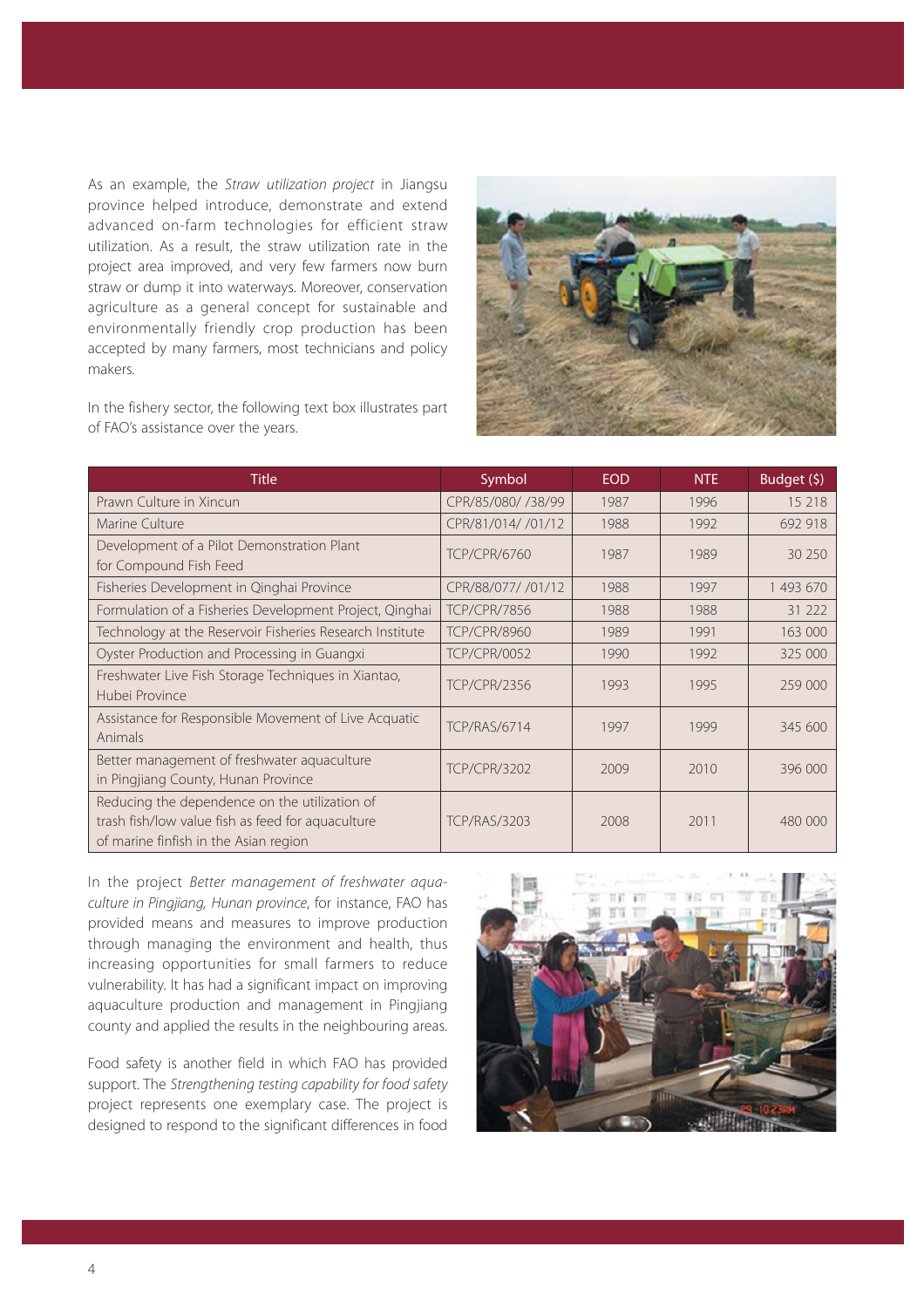As an example, the *Straw utilization project* in Jiangsu province helped introduce, demonstrate and extend advanced on-farm technologies for efficient straw utilization. As a result, the straw utilization rate in the project area improved, and very few farmers now burn straw or dump it into waterways. Moreover, conservation agriculture as a general concept for sustainable and environmentally friendly crop production has been accepted by many farmers, most technicians and policy makers.

In the fishery sector, the following text box illustrates part of FAO's assistance over the years.

| Title | Symbol | EOD | NTE | Budget ($) |
|---|---|---|---|---|
| Prawn Culture in Xincun | CPR/85/080/ /38/99 | 1987 | 1996 | 15 218 |
| Marine Culture | CPR/81/014/ /01/12 | 1988 | 1992 | 692 918 |
| Development of a Pilot Demonstration Plant for Compound Fish Feed | TCP/CPR/6760 | 1987 | 1989 | 30 250 |
| Fisheries Development in Qinghai Province | CPR/88/077/ /01/12 | 1988 | 1997 | 1 493 670 |
| Formulation of a Fisheries Development Project, Qinghai | TCP/CPR/7856 | 1988 | 1988 | 31 222 |
| Technology at the Reservoir Fisheries Research Institute | TCP/CPR/8960 | 1989 | 1991 | 163 000 |
| Oyster Production and Processing in Guangxi | TCP/CPR/0052 | 1990 | 1992 | 325 000 |
| Freshwater Live Fish Storage Techniques in Xiantao, Hubei Province | TCP/CPR/2356 | 1993 | 1995 | 259 000 |
| Assistance for Responsible Movement of Live Acquatic Animals | TCP/RAS/6714 | 1997 | 1999 | 345 600 |
| Better management of freshwater aquaculture in Pingjiang County, Hunan Province | TCP/CPR/3202 | 2009 | 2010 | 396 000 |
| Reducing the dependence on the utilization of trash fish/low value fish as feed for aquaculture of marine finfish in the Asian region | TCP/RAS/3203 | 2008 | 2011 | 480 000 |

In the project *Better management of freshwater aquaculture in Pingjiang, Hunan province*, for instance, FAO has provided means and measures to improve production through managing the environment and health, thus increasing opportunities for small farmers to reduce vulnerability. It has had a significant impact on improving aquaculture production and management in Pingjiang county and applied the results in the neighbouring areas.

Food safety is another field in which FAO has provided support. The *Strengthening testing capability for food safety* project represents one exemplary case. The project is designed to respond to the significant differences in food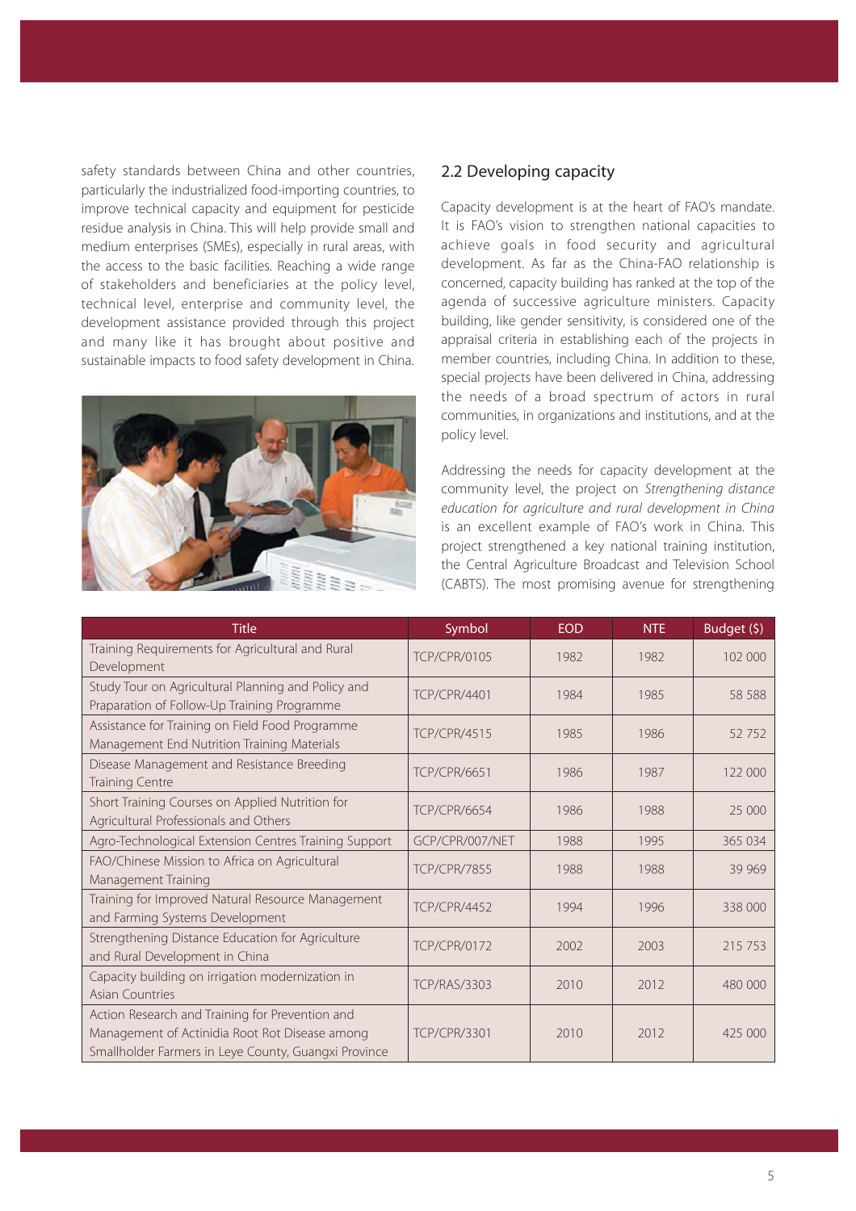safety standards between China and other countries, particularly the industrialized food-importing countries, to improve technical capacity and equipment for pesticide residue analysis in China. This will help provide small and medium enterprises (SMEs), especially in rural areas, with the access to the basic facilities. Reaching a wide range of stakeholders and beneficiaries at the policy level, technical level, enterprise and community level, the development assistance provided through this project and many like it has brought about positive and sustainable impacts to food safety development in China.

## 2.2 Developing capacity

Capacity development is at the heart of FAO's mandate. It is FAO's vision to strengthen national capacities to achieve goals in food security and agricultural development. As far as the China-FAO relationship is concerned, capacity building has ranked at the top of the agenda of successive agriculture ministers. Capacity building, like gender sensitivity, is considered one of the appraisal criteria in establishing each of the projects in member countries, including China. In addition to these, special projects have been delivered in China, addressing the needs of a broad spectrum of actors in rural communities, in organizations and institutions, and at the policy level.

Addressing the needs for capacity development at the community level, the project on *Strengthening distance education for agriculture and rural development in China* is an excellent example of FAO's work in China. This project strengthened a key national training institution, the Central Agriculture Broadcast and Television School (CABTS). The most promising avenue for strengthening

| Title | Symbol | EOD | NTE | Budget ($) |
| --- | --- | --- | --- | --- |
| Training Requirements for Agricultural and Rural Development | TCP/CPR/0105 | 1982 | 1982 | 102 000 |
| Study Tour on Agricultural Planning and Policy and Paraparation of Follow-Up Training Programme | TCP/CPR/4401 | 1984 | 1985 | 58 588 |
| Assistance for Training on Field Food Programme Management End Nutrition Training Materials | TCP/CPR/4515 | 1985 | 1986 | 52 752 |
| Disease Management and Resistance Breeding Training Centre | TCP/CPR/6651 | 1986 | 1987 | 122 000 |
| Short Training Courses on Applied Nutrition for Agricultural Professionals and Others | TCP/CPR/6654 | 1986 | 1988 | 25 000 |
| Agro-Technological Extension Centres Training Support | GCP/CPR/007/NET | 1988 | 1995 | 365 034 |
| FAO/Chinese Mission to Africa on Agricultural Management Training | TCP/CPR/7855 | 1988 | 1988 | 39 969 |
| Training for Improved Natural Resource Management and Farming Systems Development | TCP/CPR/4452 | 1994 | 1996 | 338 000 |
| Strengthening Distance Education for Agriculture and Rural Development in China | TCP/CPR/0172 | 2002 | 2003 | 215 753 |
| Capacity building on irrigation modernization in Asian Countries | TCP/RAS/3303 | 2010 | 2012 | 480 000 |
| Action Research and Training for Prevention and Management of Actinidia Root Rot Disease among Smallholder Farmers in Leye County, Guangxi Province | TCP/CPR/3301 | 2010 | 2012 | 425 000 |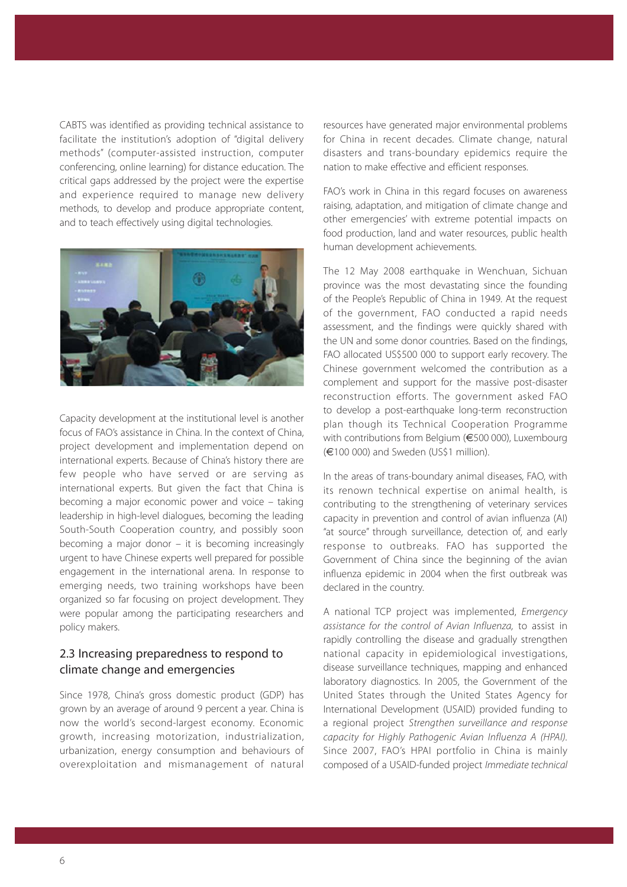CABTS was identified as providing technical assistance to facilitate the institution's adoption of "digital delivery methods" (computer-assisted instruction, computer conferencing, online learning) for distance education. The critical gaps addressed by the project were the expertise and experience required to manage new delivery methods, to develop and produce appropriate content, and to teach effectively using digital technologies.

Capacity development at the institutional level is another focus of FAO's assistance in China. In the context of China, project development and implementation depend on international experts. Because of China's history there are few people who have served or are serving as international experts. But given the fact that China is becoming a major economic power and voice – taking leadership in high-level dialogues, becoming the leading South-South Cooperation country, and possibly soon becoming a major donor – it is becoming increasingly urgent to have Chinese experts well prepared for possible engagement in the international arena. In response to emerging needs, two training workshops have been organized so far focusing on project development. They were popular among the participating researchers and policy makers.

## 2.3 Increasing preparedness to respond to climate change and emergencies

Since 1978, China's gross domestic product (GDP) has grown by an average of around 9 percent a year. China is now the world's second-largest economy. Economic growth, increasing motorization, industrialization, urbanization, energy consumption and behaviours of overexploitation and mismanagement of natural resources have generated major environmental problems for China in recent decades. Climate change, natural disasters and trans-boundary epidemics require the nation to make effective and efficient responses.

FAO's work in China in this regard focuses on awareness raising, adaptation, and mitigation of climate change and other emergencies' with extreme potential impacts on food production, land and water resources, public health human development achievements.

The 12 May 2008 earthquake in Wenchuan, Sichuan province was the most devastating since the founding of the People's Republic of China in 1949. At the request of the government, FAO conducted a rapid needs assessment, and the findings were quickly shared with the UN and some donor countries. Based on the findings, FAO allocated US$500 000 to support early recovery. The Chinese government welcomed the contribution as a complement and support for the massive post-disaster reconstruction efforts. The government asked FAO to develop a post-earthquake long-term reconstruction plan though its Technical Cooperation Programme with contributions from Belgium (€500 000), Luxembourg (€100 000) and Sweden (US$1 million).

In the areas of trans-boundary animal diseases, FAO, with its renown technical expertise on animal health, is contributing to the strengthening of veterinary services capacity in prevention and control of avian influenza (AI) "at source" through surveillance, detection of, and early response to outbreaks. FAO has supported the Government of China since the beginning of the avian influenza epidemic in 2004 when the first outbreak was declared in the country.

A national TCP project was implemented, *Emergency assistance for the control of Avian Influenza*, to assist in rapidly controlling the disease and gradually strengthen national capacity in epidemiological investigations, disease surveillance techniques, mapping and enhanced laboratory diagnostics. In 2005, the Government of the United States through the United States Agency for International Development (USAID) provided funding to a regional project *Strengthen surveillance and response capacity for Highly Pathogenic Avian Influenza A (HPAI).* Since 2007, FAO's HPAI portfolio in China is mainly composed of a USAID-funded project *Immediate technical*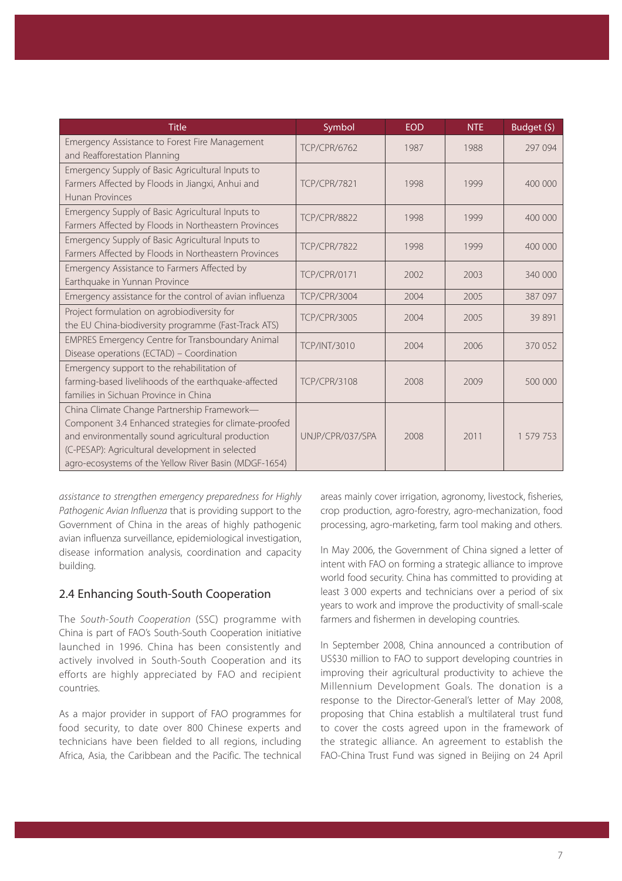| Title | Symbol | EOD | NTE | Budget ($) |
|---|---|---|---|---|
| Emergency Assistance to Forest Fire Management and Reafforestation Planning | TCP/CPR/6762 | 1987 | 1988 | 297 094 |
| Emergency Supply of Basic Agricultural Inputs to Farmers Affected by Floods in Jiangxi, Anhui and Hunan Provinces | TCP/CPR/7821 | 1998 | 1999 | 400 000 |
| Emergency Supply of Basic Agricultural Inputs to Farmers Affected by Floods in Northeastern Provinces | TCP/CPR/8822 | 1998 | 1999 | 400 000 |
| Emergency Supply of Basic Agricultural Inputs to Farmers Affected by Floods in Northeastern Provinces | TCP/CPR/7822 | 1998 | 1999 | 400 000 |
| Emergency Assistance to Farmers Affected by Earthquake in Yunnan Province | TCP/CPR/0171 | 2002 | 2003 | 340 000 |
| Emergency assistance for the control of avian influenza | TCP/CPR/3004 | 2004 | 2005 | 387 097 |
| Project formulation on agrobiodiversity for the EU China-biodiversity programme (Fast-Track ATS) | TCP/CPR/3005 | 2004 | 2005 | 39 891 |
| EMPRES Emergency Centre for Transboundary Animal Disease operations (ECTAD) – Coordination | TCP/INT/3010 | 2004 | 2006 | 370 052 |
| Emergency support to the rehabilitation of farming-based livelihoods of the earthquake-affected families in Sichuan Province in China | TCP/CPR/3108 | 2008 | 2009 | 500 000 |
| China Climate Change Partnership Framework—Component 3.4 Enhanced strategies for climate-proofed and environmentally sound agricultural production (C-PESAP): Agricultural development in selected agro-ecosystems of the Yellow River Basin (MDGF-1654) | UNJP/CPR/037/SPA | 2008 | 2011 | 1 579 753 |

*assistance to strengthen emergency preparedness for Highly Pathogenic Avian Influenza* that is providing support to the Government of China in the areas of highly pathogenic avian influenza surveillance, epidemiological investigation, disease information analysis, coordination and capacity building.

## 2.4 Enhancing South-South Cooperation

The *South-South Cooperation* (SSC) programme with China is part of FAO's South-South Cooperation initiative launched in 1996. China has been consistently and actively involved in South-South Cooperation and its efforts are highly appreciated by FAO and recipient countries.

As a major provider in support of FAO programmes for food security, to date over 800 Chinese experts and technicians have been fielded to all regions, including Africa, Asia, the Caribbean and the Pacific. The technical areas mainly cover irrigation, agronomy, livestock, fisheries, crop production, agro-forestry, agro-mechanization, food processing, agro-marketing, farm tool making and others.

In May 2006, the Government of China signed a letter of intent with FAO on forming a strategic alliance to improve world food security. China has committed to providing at least 3 000 experts and technicians over a period of six years to work and improve the productivity of small-scale farmers and fishermen in developing countries.

In September 2008, China announced a contribution of US$30 million to FAO to support developing countries in improving their agricultural productivity to achieve the Millennium Development Goals. The donation is a response to the Director-General's letter of May 2008, proposing that China establish a multilateral trust fund to cover the costs agreed upon in the framework of the strategic alliance. An agreement to establish the FAO-China Trust Fund was signed in Beijing on 24 April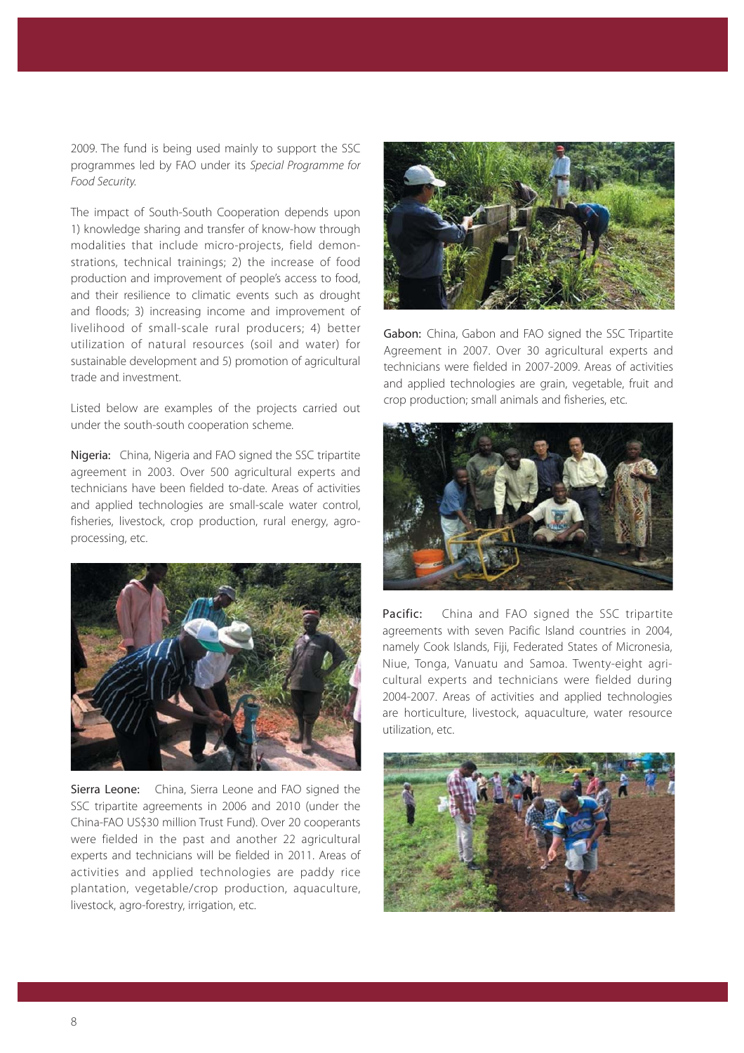2009. The fund is being used mainly to support the SSC programmes led by FAO under its *Special Programme for Food Security.*

The impact of South-South Cooperation depends upon 1) knowledge sharing and transfer of know-how through modalities that include micro-projects, field demonstrations, technical trainings; 2) the increase of food production and improvement of people's access to food, and their resilience to climatic events such as drought and floods; 3) increasing income and improvement of livelihood of small-scale rural producers; 4) better utilization of natural resources (soil and water) for sustainable development and 5) promotion of agricultural trade and investment.

Listed below are examples of the projects carried out under the south-south cooperation scheme.

**Nigeria:** China, Nigeria and FAO signed the SSC tripartite agreement in 2003. Over 500 agricultural experts and technicians have been fielded to-date. Areas of activities and applied technologies are small-scale water control, fisheries, livestock, crop production, rural energy, agro-processing, etc.

**Sierra Leone:** China, Sierra Leone and FAO signed the SSC tripartite agreements in 2006 and 2010 (under the China-FAO US$30 million Trust Fund). Over 20 cooperants were fielded in the past and another 22 agricultural experts and technicians will be fielded in 2011. Areas of activities and applied technologies are paddy rice plantation, vegetable/crop production, aquaculture, livestock, agro-forestry, irrigation, etc.

**Gabon:** China, Gabon and FAO signed the SSC Tripartite Agreement in 2007. Over 30 agricultural experts and technicians were fielded in 2007-2009. Areas of activities and applied technologies are grain, vegetable, fruit and crop production; small animals and fisheries, etc.

**Pacific:** China and FAO signed the SSC tripartite agreements with seven Pacific Island countries in 2004, namely Cook Islands, Fiji, Federated States of Micronesia, Niue, Tonga, Vanuatu and Samoa. Twenty-eight agricultural experts and technicians were fielded during 2004-2007. Areas of activities and applied technologies are horticulture, livestock, aquaculture, water resource utilization, etc.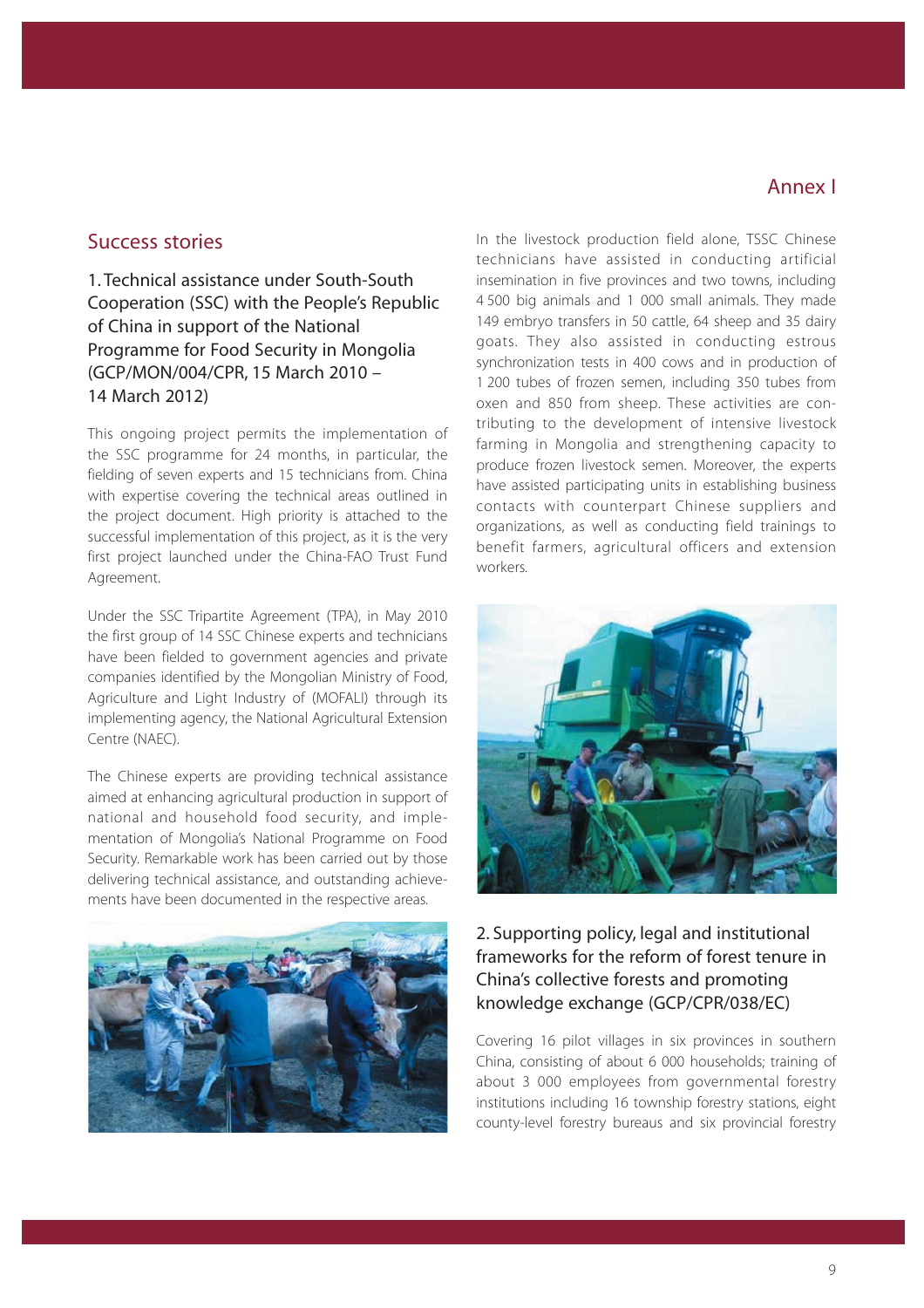# Annex I

## Success stories

### 1. Technical assistance under South-South Cooperation (SSC) with the People's Republic of China in support of the National Programme for Food Security in Mongolia (GCP/MON/004/CPR, 15 March 2010 – 14 March 2012)

This ongoing project permits the implementation of the SSC programme for 24 months, in particular, the fielding of seven experts and 15 technicians from. China with expertise covering the technical areas outlined in the project document. High priority is attached to the successful implementation of this project, as it is the very first project launched under the China-FAO Trust Fund Agreement.

Under the SSC Tripartite Agreement (TPA), in May 2010 the first group of 14 SSC Chinese experts and technicians have been fielded to government agencies and private companies identified by the Mongolian Ministry of Food, Agriculture and Light Industry of (MOFALI) through its implementing agency, the National Agricultural Extension Centre (NAEC).

The Chinese experts are providing technical assistance aimed at enhancing agricultural production in support of national and household food security, and implementation of Mongolia's National Programme on Food Security. Remarkable work has been carried out by those delivering technical assistance, and outstanding achievements have been documented in the respective areas.

In the livestock production field alone, TSSC Chinese technicians have assisted in conducting artificial insemination in five provinces and two towns, including 4 500 big animals and 1 000 small animals. They made 149 embryo transfers in 50 cattle, 64 sheep and 35 dairy goats. They also assisted in conducting estrous synchronization tests in 400 cows and in production of 1 200 tubes of frozen semen, including 350 tubes from oxen and 850 from sheep. These activities are contributing to the development of intensive livestock farming in Mongolia and strengthening capacity to produce frozen livestock semen. Moreover, the experts have assisted participating units in establishing business contacts with counterpart Chinese suppliers and organizations, as well as conducting field trainings to benefit farmers, agricultural officers and extension workers.

### 2. Supporting policy, legal and institutional frameworks for the reform of forest tenure in China's collective forests and promoting knowledge exchange (GCP/CPR/038/EC)

Covering 16 pilot villages in six provinces in southern China, consisting of about 6 000 households; training of about 3 000 employees from governmental forestry institutions including 16 township forestry stations, eight county-level forestry bureaus and six provincial forestry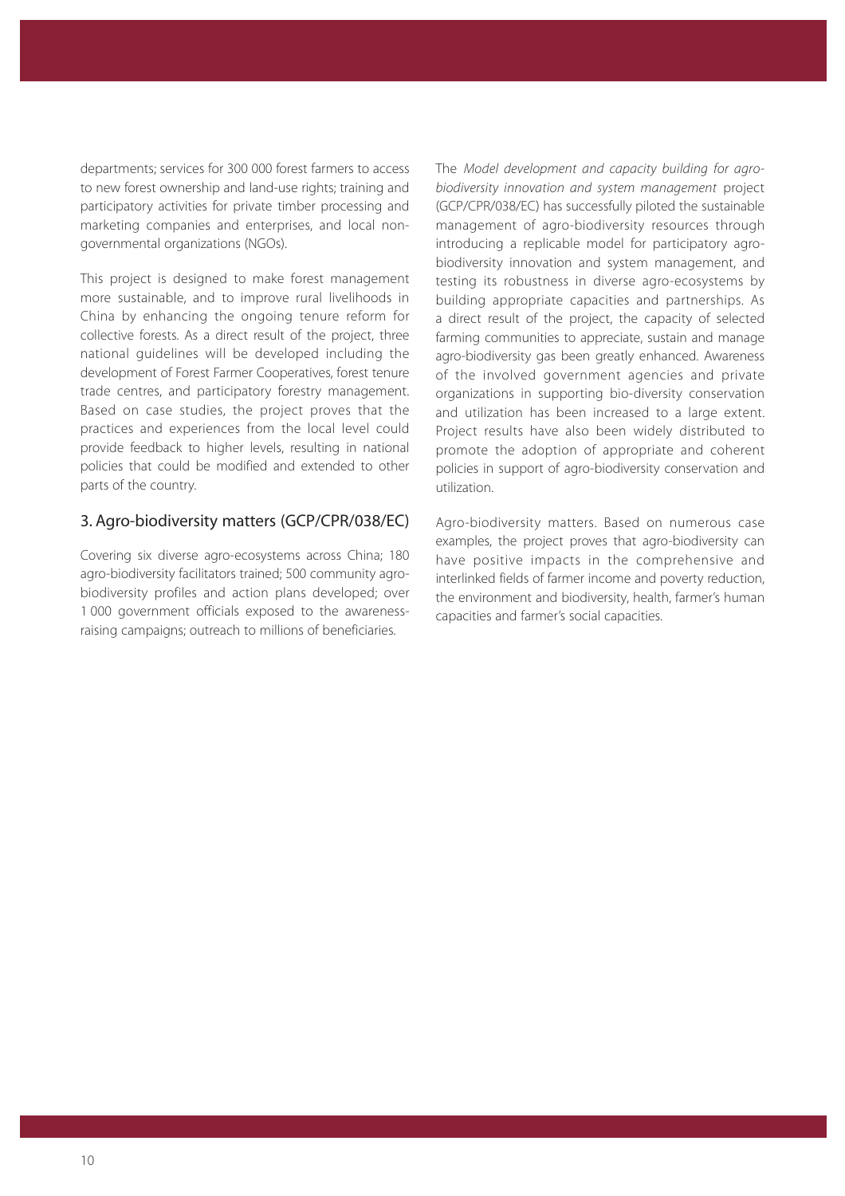departments; services for 300 000 forest farmers to access to new forest ownership and land-use rights; training and participatory activities for private timber processing and marketing companies and enterprises, and local non-governmental organizations (NGOs).

This project is designed to make forest management more sustainable, and to improve rural livelihoods in China by enhancing the ongoing tenure reform for collective forests. As a direct result of the project, three national guidelines will be developed including the development of Forest Farmer Cooperatives, forest tenure trade centres, and participatory forestry management. Based on case studies, the project proves that the practices and experiences from the local level could provide feedback to higher levels, resulting in national policies that could be modified and extended to other parts of the country.

## 3. Agro-biodiversity matters (GCP/CPR/038/EC)

Covering six diverse agro-ecosystems across China; 180 agro-biodiversity facilitators trained; 500 community agro-biodiversity profiles and action plans developed; over 1 000 government officials exposed to the awareness-raising campaigns; outreach to millions of beneficiaries.

The *Model development and capacity building for agro-biodiversity innovation and system management* project (GCP/CPR/038/EC) has successfully piloted the sustainable management of agro-biodiversity resources through introducing a replicable model for participatory agro-biodiversity innovation and system management, and testing its robustness in diverse agro-ecosystems by building appropriate capacities and partnerships. As a direct result of the project, the capacity of selected farming communities to appreciate, sustain and manage agro-biodiversity gas been greatly enhanced. Awareness of the involved government agencies and private organizations in supporting bio-diversity conservation and utilization has been increased to a large extent. Project results have also been widely distributed to promote the adoption of appropriate and coherent policies in support of agro-biodiversity conservation and utilization.

Agro-biodiversity matters. Based on numerous case examples, the project proves that agro-biodiversity can have positive impacts in the comprehensive and interlinked fields of farmer income and poverty reduction, the environment and biodiversity, health, farmer's human capacities and farmer's social capacities.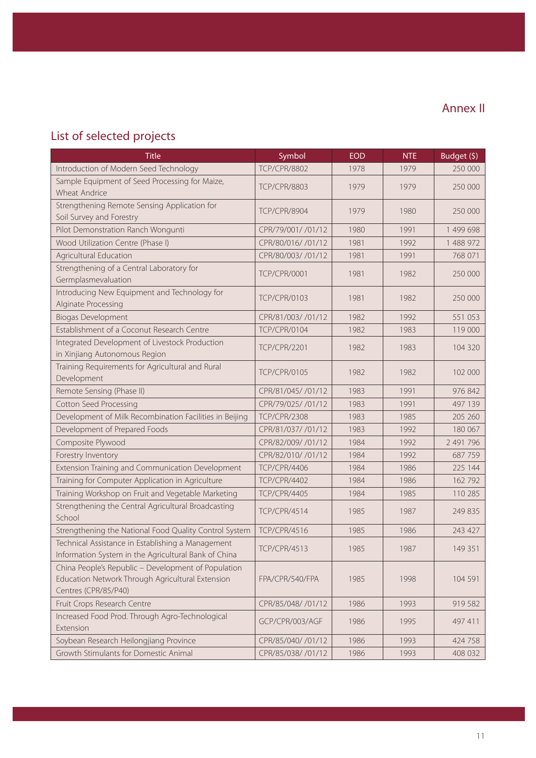# Annex II

## List of selected projects

| Title | Symbol | EOD | NTE | Budget ($) |
|---|---|---|---|---|
| Introduction of Modern Seed Technology | TCP/CPR/8802 | 1978 | 1979 | 250 000 |
| Sample Equipment of Seed Processing for Maize, Wheat Andrice | TCP/CPR/8803 | 1979 | 1979 | 250 000 |
| Strengthening Remote Sensing Application for Soil Survey and Forestry | TCP/CPR/8904 | 1979 | 1980 | 250 000 |
| Pilot Demonstration Ranch Wongunti | CPR/79/001/ /01/12 | 1980 | 1991 | 1 499 698 |
| Wood Utilization Centre (Phase I) | CPR/80/016/ /01/12 | 1981 | 1992 | 1 488 972 |
| Agricultural Education | CPR/80/003/ /01/12 | 1981 | 1991 | 768 071 |
| Strengthening of a Central Laboratory for Germplasmevaluation | TCP/CPR/0001 | 1981 | 1982 | 250 000 |
| Introducing New Equipment and Technology for Alginate Processing | TCP/CPR/0103 | 1981 | 1982 | 250 000 |
| Biogas Development | CPR/81/003/ /01/12 | 1982 | 1992 | 551 053 |
| Establishment of a Coconut Research Centre | TCP/CPR/0104 | 1982 | 1983 | 119 000 |
| Integrated Development of Livestock Production in Xinjiang Autonomous Region | TCP/CPR/2201 | 1982 | 1983 | 104 320 |
| Training Requirements for Agricultural and Rural Development | TCP/CPR/0105 | 1982 | 1982 | 102 000 |
| Remote Sensing (Phase II) | CPR/81/045/ /01/12 | 1983 | 1991 | 976 842 |
| Cotton Seed Processing | CPR/79/025/ /01/12 | 1983 | 1991 | 497 139 |
| Development of Milk Recombination Facilities in Beijing | TCP/CPR/2308 | 1983 | 1985 | 205 260 |
| Development of Prepared Foods | CPR/81/037/ /01/12 | 1983 | 1992 | 180 067 |
| Composite Plywood | CPR/82/009/ /01/12 | 1984 | 1992 | 2 491 796 |
| Forestry Inventory | CPR/82/010/ /01/12 | 1984 | 1992 | 687 759 |
| Extension Training and Communication Development | TCP/CPR/4406 | 1984 | 1986 | 225 144 |
| Training for Computer Application in Agriculture | TCP/CPR/4402 | 1984 | 1986 | 162 792 |
| Training Workshop on Fruit and Vegetable Marketing | TCP/CPR/4405 | 1984 | 1985 | 110 285 |
| Strengthening the Central Agricultural Broadcasting School | TCP/CPR/4514 | 1985 | 1987 | 249 835 |
| Strengthening the National Food Quality Control System | TCP/CPR/4516 | 1985 | 1986 | 243 427 |
| Technical Assistance in Establishing a Management Information System in the Agricultural Bank of China | TCP/CPR/4513 | 1985 | 1987 | 149 351 |
| China People's Republic – Development of Population Education Network Through Agricultural Extension Centres (CPR/85/P40) | FPA/CPR/540/FPA | 1985 | 1998 | 104 591 |
| Fruit Crops Research Centre | CPR/85/048/ /01/12 | 1986 | 1993 | 919 582 |
| Increased Food Prod. Through Agro-Technological Extension | GCP/CPR/003/AGF | 1986 | 1995 | 497 411 |
| Soybean Research Heilongjiang Province | CPR/85/040/ /01/12 | 1986 | 1993 | 424 758 |
| Growth Stimulants for Domestic Animal | CPR/85/038/ /01/12 | 1986 | 1993 | 408 032 |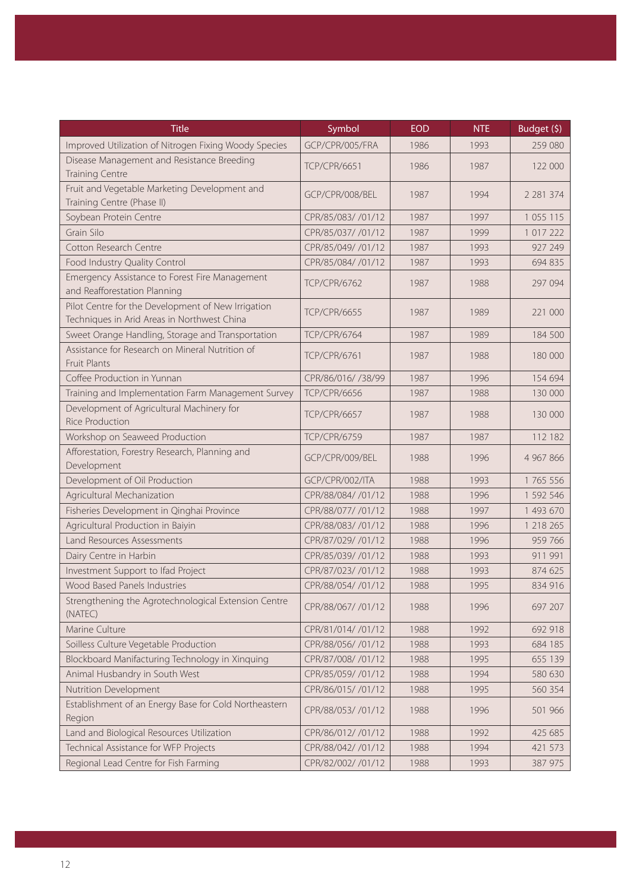| Title | Symbol | EOD | NTE | Budget ($) |
|---|---|---|---|---|
| Improved Utilization of Nitrogen Fixing Woody Species | GCP/CPR/005/FRA | 1986 | 1993 | 259 080 |
| Disease Management and Resistance Breeding Training Centre | TCP/CPR/6651 | 1986 | 1987 | 122 000 |
| Fruit and Vegetable Marketing Development and Training Centre (Phase II) | GCP/CPR/008/BEL | 1987 | 1994 | 2 281 374 |
| Soybean Protein Centre | CPR/85/083/ /01/12 | 1987 | 1997 | 1 055 115 |
| Grain Silo | CPR/85/037/ /01/12 | 1987 | 1999 | 1 017 222 |
| Cotton Research Centre | CPR/85/049/ /01/12 | 1987 | 1993 | 927 249 |
| Food Industry Quality Control | CPR/85/084/ /01/12 | 1987 | 1993 | 694 835 |
| Emergency Assistance to Forest Fire Management and Reafforestation Planning | TCP/CPR/6762 | 1987 | 1988 | 297 094 |
| Pilot Centre for the Development of New Irrigation Techniques in Arid Areas in Northwest China | TCP/CPR/6655 | 1987 | 1989 | 221 000 |
| Sweet Orange Handling, Storage and Transportation | TCP/CPR/6764 | 1987 | 1989 | 184 500 |
| Assistance for Research on Mineral Nutrition of Fruit Plants | TCP/CPR/6761 | 1987 | 1988 | 180 000 |
| Coffee Production in Yunnan | CPR/86/016/ /38/99 | 1987 | 1996 | 154 694 |
| Training and Implementation Farm Management Survey | TCP/CPR/6656 | 1987 | 1988 | 130 000 |
| Development of Agricultural Machinery for Rice Production | TCP/CPR/6657 | 1987 | 1988 | 130 000 |
| Workshop on Seaweed Production | TCP/CPR/6759 | 1987 | 1987 | 112 182 |
| Afforestation, Forestry Research, Planning and Development | GCP/CPR/009/BEL | 1988 | 1996 | 4 967 866 |
| Development of Oil Production | GCP/CPR/002/ITA | 1988 | 1993 | 1 765 556 |
| Agricultural Mechanization | CPR/88/084/ /01/12 | 1988 | 1996 | 1 592 546 |
| Fisheries Development in Qinghai Province | CPR/88/077/ /01/12 | 1988 | 1997 | 1 493 670 |
| Agricultural Production in Baiyin | CPR/88/083/ /01/12 | 1988 | 1996 | 1 218 265 |
| Land Resources Assessments | CPR/87/029/ /01/12 | 1988 | 1996 | 959 766 |
| Dairy Centre in Harbin | CPR/85/039/ /01/12 | 1988 | 1993 | 911 991 |
| Investment Support to Ifad Project | CPR/87/023/ /01/12 | 1988 | 1993 | 874 625 |
| Wood Based Panels Industries | CPR/88/054/ /01/12 | 1988 | 1995 | 834 916 |
| Strengthening the Agrotechnological Extension Centre (NATEC) | CPR/88/067/ /01/12 | 1988 | 1996 | 697 207 |
| Marine Culture | CPR/81/014/ /01/12 | 1988 | 1992 | 692 918 |
| Soilless Culture Vegetable Production | CPR/88/056/ /01/12 | 1988 | 1993 | 684 185 |
| Blockboard Manifacturing Technology in Xinquing | CPR/87/008/ /01/12 | 1988 | 1995 | 655 139 |
| Animal Husbandry in South West | CPR/85/059/ /01/12 | 1988 | 1994 | 580 630 |
| Nutrition Development | CPR/86/015/ /01/12 | 1988 | 1995 | 560 354 |
| Establishment of an Energy Base for Cold Northeastern Region | CPR/88/053/ /01/12 | 1988 | 1996 | 501 966 |
| Land and Biological Resources Utilization | CPR/86/012/ /01/12 | 1988 | 1992 | 425 685 |
| Technical Assistance for WFP Projects | CPR/88/042/ /01/12 | 1988 | 1994 | 421 573 |
| Regional Lead Centre for Fish Farming | CPR/82/002/ /01/12 | 1988 | 1993 | 387 975 |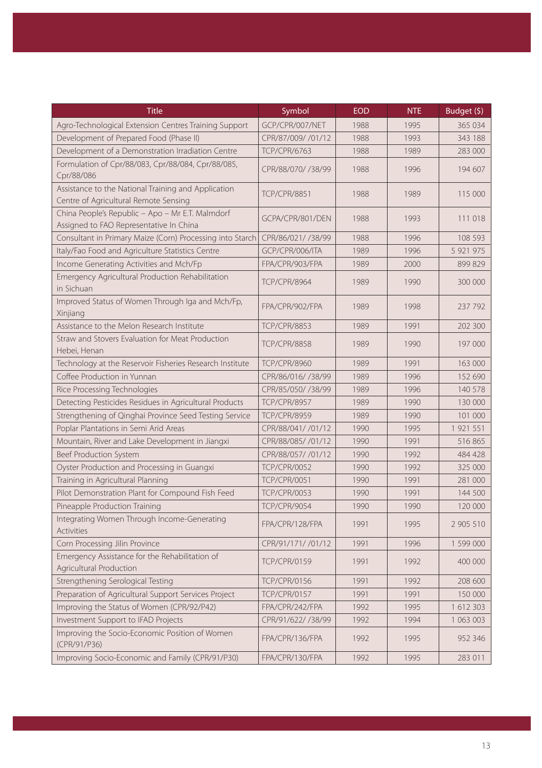| Title | Symbol | EOD | NTE | Budget ($) |
|---|---|---|---|---|
| Agro-Technological Extension Centres Training Support | GCP/CPR/007/NET | 1988 | 1995 | 365 034 |
| Development of Prepared Food (Phase II) | CPR/87/009/ /01/12 | 1988 | 1993 | 343 188 |
| Development of a Demonstration Irradiation Centre | TCP/CPR/6763 | 1988 | 1989 | 283 000 |
| Formulation of Cpr/88/083, Cpr/88/084, Cpr/88/085, Cpr/88/086 | CPR/88/070/ /38/99 | 1988 | 1996 | 194 607 |
| Assistance to the National Training and Application Centre of Agricultural Remote Sensing | TCP/CPR/8851 | 1988 | 1989 | 115 000 |
| China People's Republic – Apo – Mr E.T. Malmdorf Assigned to FAO Representative In China | GCPA/CPR/801/DEN | 1988 | 1993 | 111 018 |
| Consultant in Primary Maize (Corn) Processing into Starch | CPR/86/021/ /38/99 | 1988 | 1996 | 108 593 |
| Italy/Fao Food and Agriculture Statistics Centre | GCP/CPR/006/ITA | 1989 | 1996 | 5 921 975 |
| Income Generating Activities and Mch/Fp | FPA/CPR/903/FPA | 1989 | 2000 | 899 829 |
| Emergency Agricultural Production Rehabilitation in Sichuan | TCP/CPR/8964 | 1989 | 1990 | 300 000 |
| Improved Status of Women Through Iga and Mch/Fp, Xinjiang | FPA/CPR/902/FPA | 1989 | 1998 | 237 792 |
| Assistance to the Melon Research Institute | TCP/CPR/8853 | 1989 | 1991 | 202 300 |
| Straw and Stovers Evaluation for Meat Production Hebei, Henan | TCP/CPR/8858 | 1989 | 1990 | 197 000 |
| Technology at the Reservoir Fisheries Research Institute | TCP/CPR/8960 | 1989 | 1991 | 163 000 |
| Coffee Production in Yunnan | CPR/86/016/ /38/99 | 1989 | 1996 | 152 690 |
| Rice Processing Technologies | CPR/85/050/ /38/99 | 1989 | 1996 | 140 578 |
| Detecting Pesticides Residues in Agricultural Products | TCP/CPR/8957 | 1989 | 1990 | 130 000 |
| Strengthening of Qinghai Province Seed Testing Service | TCP/CPR/8959 | 1989 | 1990 | 101 000 |
| Poplar Plantations in Semi Arid Areas | CPR/88/041/ /01/12 | 1990 | 1995 | 1 921 551 |
| Mountain, River and Lake Development in Jiangxi | CPR/88/085/ /01/12 | 1990 | 1991 | 516 865 |
| Beef Production System | CPR/88/057/ /01/12 | 1990 | 1992 | 484 428 |
| Oyster Production and Processing in Guangxi | TCP/CPR/0052 | 1990 | 1992 | 325 000 |
| Training in Agricultural Planning | TCP/CPR/0051 | 1990 | 1991 | 281 000 |
| Pilot Demonstration Plant for Compound Fish Feed | TCP/CPR/0053 | 1990 | 1991 | 144 500 |
| Pineapple Production Training | TCP/CPR/9054 | 1990 | 1990 | 120 000 |
| Integrating Women Through Income-Generating Activities | FPA/CPR/128/FPA | 1991 | 1995 | 2 905 510 |
| Corn Processing Jilin Province | CPR/91/171/ /01/12 | 1991 | 1996 | 1 599 000 |
| Emergency Assistance for the Rehabilitation of Agricultural Production | TCP/CPR/0159 | 1991 | 1992 | 400 000 |
| Strengthening Serological Testing | TCP/CPR/0156 | 1991 | 1992 | 208 600 |
| Preparation of Agricultural Support Services Project | TCP/CPR/0157 | 1991 | 1991 | 150 000 |
| Improving the Status of Women (CPR/92/P42) | FPA/CPR/242/FPA | 1992 | 1995 | 1 612 303 |
| Investment Support to IFAD Projects | CPR/91/622/ /38/99 | 1992 | 1994 | 1 063 003 |
| Improving the Socio-Economic Position of Women (CPR/91/P36) | FPA/CPR/136/FPA | 1992 | 1995 | 952 346 |
| Improving Socio-Economic and Family (CPR/91/P30) | FPA/CPR/130/FPA | 1992 | 1995 | 283 011 |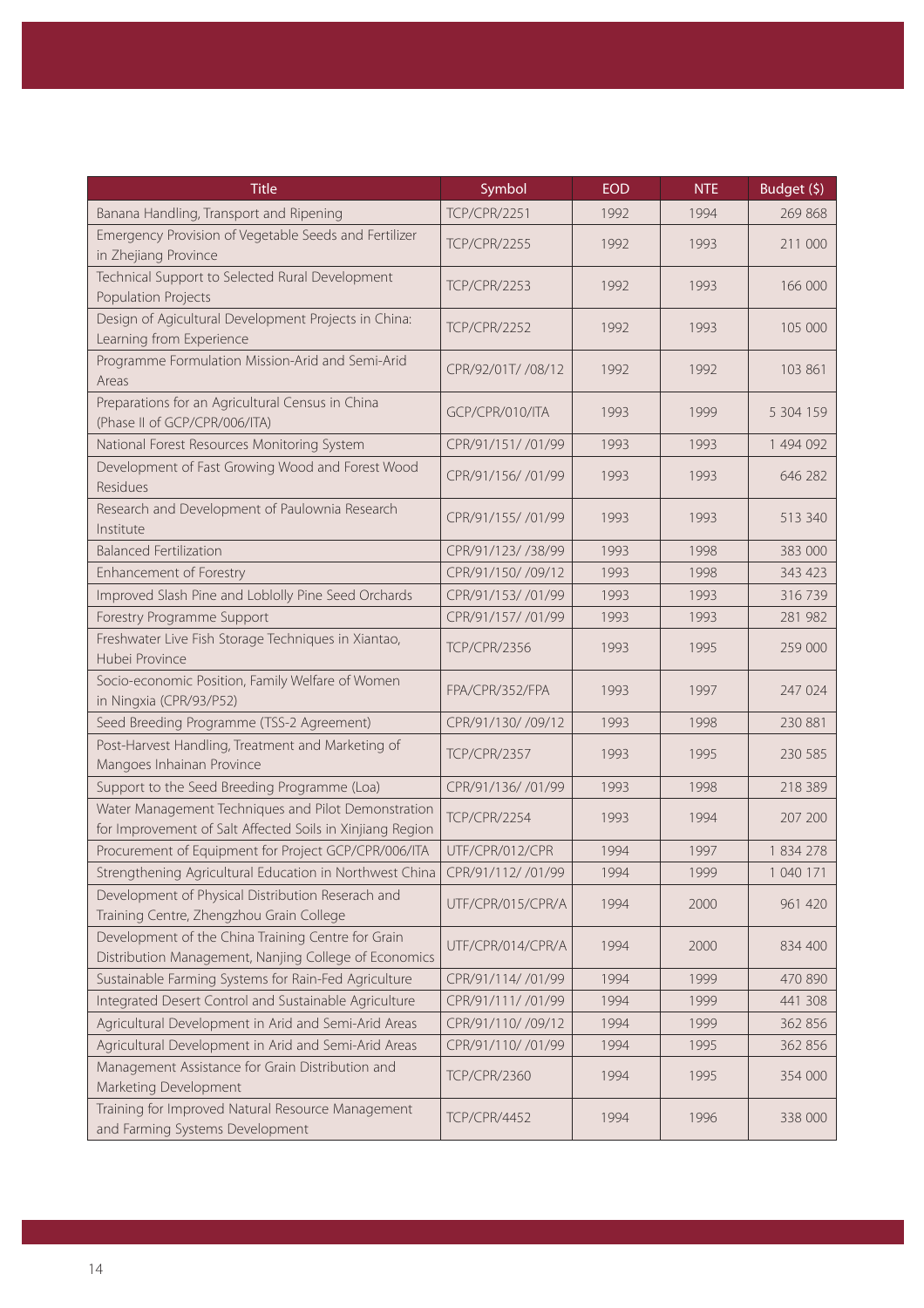| Title | Symbol | EOD | NTE | Budget ($) |
|---|---|---|---|---|
| Banana Handling, Transport and Ripening | TCP/CPR/2251 | 1992 | 1994 | 269 868 |
| Emergency Provision of Vegetable Seeds and Fertilizer in Zhejiang Province | TCP/CPR/2255 | 1992 | 1993 | 211 000 |
| Technical Support to Selected Rural Development Population Projects | TCP/CPR/2253 | 1992 | 1993 | 166 000 |
| Design of Agicultural Development Projects in China: Learning from Experience | TCP/CPR/2252 | 1992 | 1993 | 105 000 |
| Programme Formulation Mission-Arid and Semi-Arid Areas | CPR/92/01T/ /08/12 | 1992 | 1992 | 103 861 |
| Preparations for an Agricultural Census in China (Phase II of GCP/CPR/006/ITA) | GCP/CPR/010/ITA | 1993 | 1999 | 5 304 159 |
| National Forest Resources Monitoring System | CPR/91/151/ /01/99 | 1993 | 1993 | 1 494 092 |
| Development of Fast Growing Wood and Forest Wood Residues | CPR/91/156/ /01/99 | 1993 | 1993 | 646 282 |
| Research and Development of Paulownia Research Institute | CPR/91/155/ /01/99 | 1993 | 1993 | 513 340 |
| Balanced Fertilization | CPR/91/123/ /38/99 | 1993 | 1998 | 383 000 |
| Enhancement of Forestry | CPR/91/150/ /09/12 | 1993 | 1998 | 343 423 |
| Improved Slash Pine and Loblolly Pine Seed Orchards | CPR/91/153/ /01/99 | 1993 | 1993 | 316 739 |
| Forestry Programme Support | CPR/91/157/ /01/99 | 1993 | 1993 | 281 982 |
| Freshwater Live Fish Storage Techniques in Xiantao, Hubei Province | TCP/CPR/2356 | 1993 | 1995 | 259 000 |
| Socio-economic Position, Family Welfare of Women in Ningxia (CPR/93/P52) | FPA/CPR/352/FPA | 1993 | 1997 | 247 024 |
| Seed Breeding Programme (TSS-2 Agreement) | CPR/91/130/ /09/12 | 1993 | 1998 | 230 881 |
| Post-Harvest Handling, Treatment and Marketing of Mangoes Inhainan Province | TCP/CPR/2357 | 1993 | 1995 | 230 585 |
| Support to the Seed Breeding Programme (Loa) | CPR/91/136/ /01/99 | 1993 | 1998 | 218 389 |
| Water Management Techniques and Pilot Demonstration for Improvement of Salt Affected Soils in Xinjiang Region | TCP/CPR/2254 | 1993 | 1994 | 207 200 |
| Procurement of Equipment for Project GCP/CPR/006/ITA | UTF/CPR/012/CPR | 1994 | 1997 | 1 834 278 |
| Strengthening Agricultural Education in Northwest China | CPR/91/112/ /01/99 | 1994 | 1999 | 1 040 171 |
| Development of Physical Distribution Reserach and Training Centre, Zhengzhou Grain College | UTF/CPR/015/CPR/A | 1994 | 2000 | 961 420 |
| Development of the China Training Centre for Grain Distribution Management, Nanjing College of Economics | UTF/CPR/014/CPR/A | 1994 | 2000 | 834 400 |
| Sustainable Farming Systems for Rain-Fed Agriculture | CPR/91/114/ /01/99 | 1994 | 1999 | 470 890 |
| Integrated Desert Control and Sustainable Agriculture | CPR/91/111/ /01/99 | 1994 | 1999 | 441 308 |
| Agricultural Development in Arid and Semi-Arid Areas | CPR/91/110/ /09/12 | 1994 | 1999 | 362 856 |
| Agricultural Development in Arid and Semi-Arid Areas | CPR/91/110/ /01/99 | 1994 | 1995 | 362 856 |
| Management Assistance for Grain Distribution and Marketing Development | TCP/CPR/2360 | 1994 | 1995 | 354 000 |
| Training for Improved Natural Resource Management and Farming Systems Development | TCP/CPR/4452 | 1994 | 1996 | 338 000 |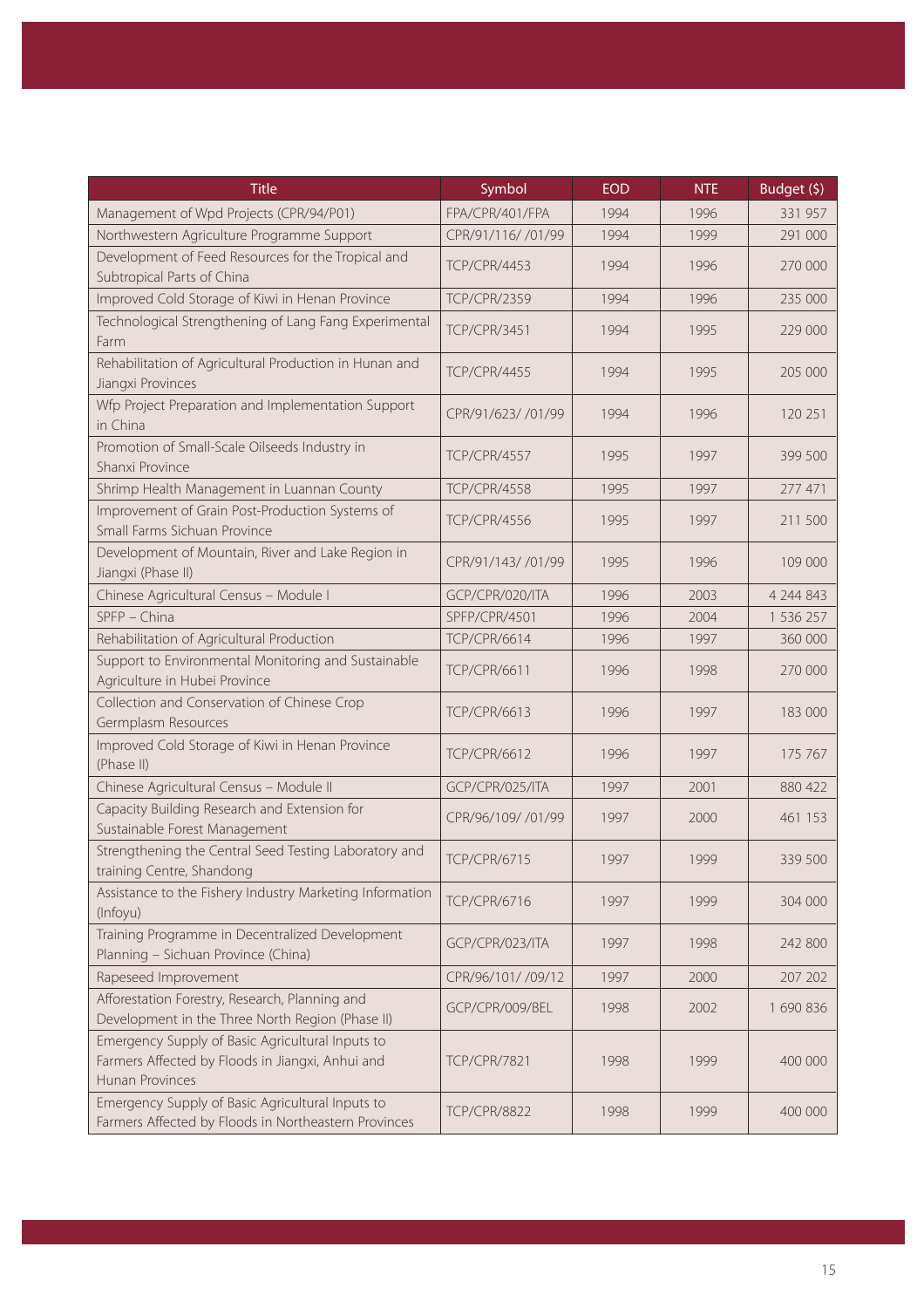| Title | Symbol | EOD | NTE | Budget ($) |
|---|---|---|---|---|
| Management of Wpd Projects (CPR/94/P01) | FPA/CPR/401/FPA | 1994 | 1996 | 331 957 |
| Northwestern Agriculture Programme Support | CPR/91/116/ /01/99 | 1994 | 1999 | 291 000 |
| Development of Feed Resources for the Tropical and Subtropical Parts of China | TCP/CPR/4453 | 1994 | 1996 | 270 000 |
| Improved Cold Storage of Kiwi in Henan Province | TCP/CPR/2359 | 1994 | 1996 | 235 000 |
| Technological Strengthening of Lang Fang Experimental Farm | TCP/CPR/3451 | 1994 | 1995 | 229 000 |
| Rehabilitation of Agricultural Production in Hunan and Jiangxi Provinces | TCP/CPR/4455 | 1994 | 1995 | 205 000 |
| Wfp Project Preparation and Implementation Support in China | CPR/91/623/ /01/99 | 1994 | 1996 | 120 251 |
| Promotion of Small-Scale Oilseeds Industry in Shanxi Province | TCP/CPR/4557 | 1995 | 1997 | 399 500 |
| Shrimp Health Management in Luannan County | TCP/CPR/4558 | 1995 | 1997 | 277 471 |
| Improvement of Grain Post-Production Systems of Small Farms Sichuan Province | TCP/CPR/4556 | 1995 | 1997 | 211 500 |
| Development of Mountain, River and Lake Region in Jiangxi (Phase II) | CPR/91/143/ /01/99 | 1995 | 1996 | 109 000 |
| Chinese Agricultural Census – Module I | GCP/CPR/020/ITA | 1996 | 2003 | 4 244 843 |
| SPFP – China | SPFP/CPR/4501 | 1996 | 2004 | 1 536 257 |
| Rehabilitation of Agricultural Production | TCP/CPR/6614 | 1996 | 1997 | 360 000 |
| Support to Environmental Monitoring and Sustainable Agriculture in Hubei Province | TCP/CPR/6611 | 1996 | 1998 | 270 000 |
| Collection and Conservation of Chinese Crop Germplasm Resources | TCP/CPR/6613 | 1996 | 1997 | 183 000 |
| Improved Cold Storage of Kiwi in Henan Province (Phase II) | TCP/CPR/6612 | 1996 | 1997 | 175 767 |
| Chinese Agricultural Census – Module II | GCP/CPR/025/ITA | 1997 | 2001 | 880 422 |
| Capacity Building Research and Extension for Sustainable Forest Management | CPR/96/109/ /01/99 | 1997 | 2000 | 461 153 |
| Strengthening the Central Seed Testing Laboratory and training Centre, Shandong | TCP/CPR/6715 | 1997 | 1999 | 339 500 |
| Assistance to the Fishery Industry Marketing Information (Infoyu) | TCP/CPR/6716 | 1997 | 1999 | 304 000 |
| Training Programme in Decentralized Development Planning – Sichuan Province (China) | GCP/CPR/023/ITA | 1997 | 1998 | 242 800 |
| Rapeseed Improvement | CPR/96/101/ /09/12 | 1997 | 2000 | 207 202 |
| Afforestation Forestry, Research, Planning and Development in the Three North Region (Phase II) | GCP/CPR/009/BEL | 1998 | 2002 | 1 690 836 |
| Emergency Supply of Basic Agricultural Inputs to Farmers Affected by Floods in Jiangxi, Anhui and Hunan Provinces | TCP/CPR/7821 | 1998 | 1999 | 400 000 |
| Emergency Supply of Basic Agricultural Inputs to Farmers Affected by Floods in Northeastern Provinces | TCP/CPR/8822 | 1998 | 1999 | 400 000 |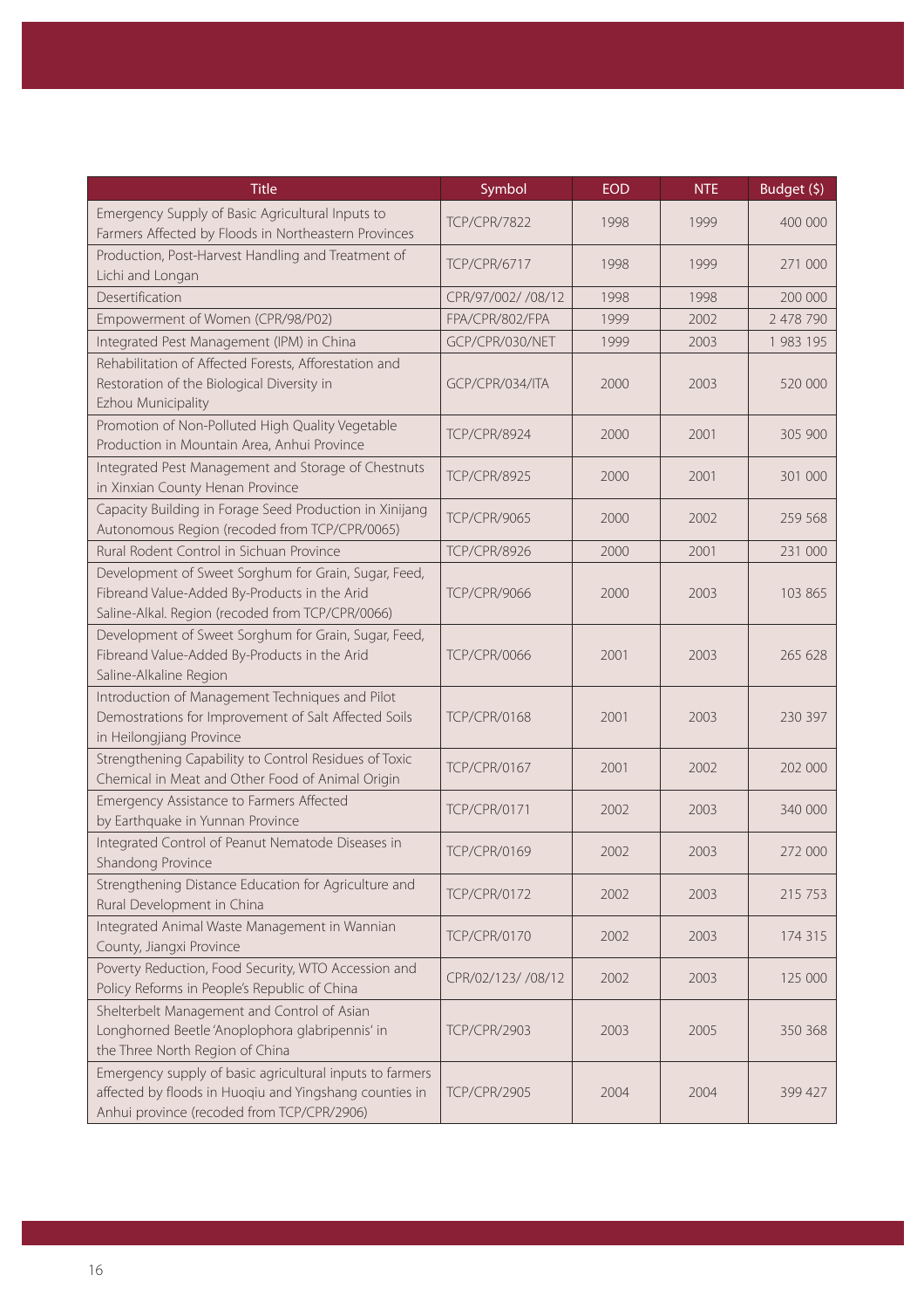| Title | Symbol | EOD | NTE | Budget ($) |
|---|---|---|---|---|
| Emergency Supply of Basic Agricultural Inputs to Farmers Affected by Floods in Northeastern Provinces | TCP/CPR/7822 | 1998 | 1999 | 400 000 |
| Production, Post-Harvest Handling and Treatment of Lichi and Longan | TCP/CPR/6717 | 1998 | 1999 | 271 000 |
| Desertification | CPR/97/002/ /08/12 | 1998 | 1998 | 200 000 |
| Empowerment of Women (CPR/98/P02) | FPA/CPR/802/FPA | 1999 | 2002 | 2 478 790 |
| Integrated Pest Management (IPM) in China | GCP/CPR/030/NET | 1999 | 2003 | 1 983 195 |
| Rehabilitation of Affected Forests, Afforestation and Restoration of the Biological Diversity in Ezhou Municipality | GCP/CPR/034/ITA | 2000 | 2003 | 520 000 |
| Promotion of Non-Polluted High Quality Vegetable Production in Mountain Area, Anhui Province | TCP/CPR/8924 | 2000 | 2001 | 305 900 |
| Integrated Pest Management and Storage of Chestnuts in Xinxian County Henan Province | TCP/CPR/8925 | 2000 | 2001 | 301 000 |
| Capacity Building in Forage Seed Production in Xinijang Autonomous Region (recoded from TCP/CPR/0065) | TCP/CPR/9065 | 2000 | 2002 | 259 568 |
| Rural Rodent Control in Sichuan Province | TCP/CPR/8926 | 2000 | 2001 | 231 000 |
| Development of Sweet Sorghum for Grain, Sugar, Feed, Fibreand Value-Added By-Products in the Arid Saline-Alkal. Region (recoded from TCP/CPR/0066) | TCP/CPR/9066 | 2000 | 2003 | 103 865 |
| Development of Sweet Sorghum for Grain, Sugar, Feed, Fibreand Value-Added By-Products in the Arid Saline-Alkaline Region | TCP/CPR/0066 | 2001 | 2003 | 265 628 |
| Introduction of Management Techniques and Pilot Demostrations for Improvement of Salt Affected Soils in Heilongjiang Province | TCP/CPR/0168 | 2001 | 2003 | 230 397 |
| Strengthening Capability to Control Residues of Toxic Chemical in Meat and Other Food of Animal Origin | TCP/CPR/0167 | 2001 | 2002 | 202 000 |
| Emergency Assistance to Farmers Affected by Earthquake in Yunnan Province | TCP/CPR/0171 | 2002 | 2003 | 340 000 |
| Integrated Control of Peanut Nematode Diseases in Shandong Province | TCP/CPR/0169 | 2002 | 2003 | 272 000 |
| Strengthening Distance Education for Agriculture and Rural Development in China | TCP/CPR/0172 | 2002 | 2003 | 215 753 |
| Integrated Animal Waste Management in Wannian County, Jiangxi Province | TCP/CPR/0170 | 2002 | 2003 | 174 315 |
| Poverty Reduction, Food Security, WTO Accession and Policy Reforms in People's Republic of China | CPR/02/123/ /08/12 | 2002 | 2003 | 125 000 |
| Shelterbelt Management and Control of Asian Longhorned Beetle 'Anoplophora glabripennis' in the Three North Region of China | TCP/CPR/2903 | 2003 | 2005 | 350 368 |
| Emergency supply of basic agricultural inputs to farmers affected by floods in Huoqiu and Yingshang counties in Anhui province (recoded from TCP/CPR/2906) | TCP/CPR/2905 | 2004 | 2004 | 399 427 |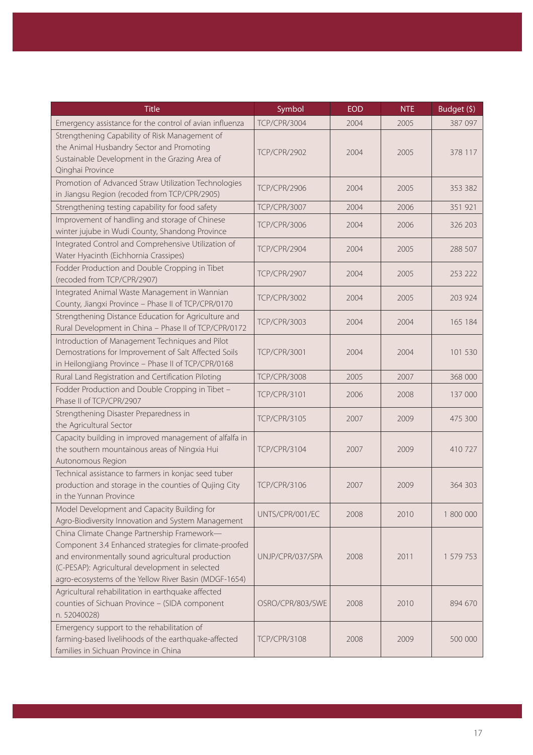| Title | Symbol | EOD | NTE | Budget ($) |
| --- | --- | --- | --- | --- |
| Emergency assistance for the control of avian influenza | TCP/CPR/3004 | 2004 | 2005 | 387 097 |
| Strengthening Capability of Risk Management of the Animal Husbandry Sector and Promoting Sustainable Development in the Grazing Area of Qinghai Province | TCP/CPR/2902 | 2004 | 2005 | 378 117 |
| Promotion of Advanced Straw Utilization Technologies in Jiangsu Region (recoded from TCP/CPR/2905) | TCP/CPR/2906 | 2004 | 2005 | 353 382 |
| Strengthening testing capability for food safety | TCP/CPR/3007 | 2004 | 2006 | 351 921 |
| Improvement of handling and storage of Chinese winter jujube in Wudi County, Shandong Province | TCP/CPR/3006 | 2004 | 2006 | 326 203 |
| Integrated Control and Comprehensive Utilization of Water Hyacinth (Eichhornia Crassipes) | TCP/CPR/2904 | 2004 | 2005 | 288 507 |
| Fodder Production and Double Cropping in Tibet (recoded from TCP/CPR/2907) | TCP/CPR/2907 | 2004 | 2005 | 253 222 |
| Integrated Animal Waste Management in Wannian County, Jiangxi Province – Phase II of TCP/CPR/0170 | TCP/CPR/3002 | 2004 | 2005 | 203 924 |
| Strengthening Distance Education for Agriculture and Rural Development in China – Phase II of TCP/CPR/0172 | TCP/CPR/3003 | 2004 | 2004 | 165 184 |
| Introduction of Management Techniques and Pilot Demostrations for Improvement of Salt Affected Soils in Heilongjiang Province – Phase II of TCP/CPR/0168 | TCP/CPR/3001 | 2004 | 2004 | 101 530 |
| Rural Land Registration and Certification Piloting | TCP/CPR/3008 | 2005 | 2007 | 368 000 |
| Fodder Production and Double Cropping in Tibet – Phase II of TCP/CPR/2907 | TCP/CPR/3101 | 2006 | 2008 | 137 000 |
| Strengthening Disaster Preparedness in the Agricultural Sector | TCP/CPR/3105 | 2007 | 2009 | 475 300 |
| Capacity building in improved management of alfalfa in the southern mountainous areas of Ningxia Hui Autonomous Region | TCP/CPR/3104 | 2007 | 2009 | 410 727 |
| Technical assistance to farmers in konjac seed tuber production and storage in the counties of Qujing City in the Yunnan Province | TCP/CPR/3106 | 2007 | 2009 | 364 303 |
| Model Development and Capacity Building for Agro-Biodiversity Innovation and System Management | UNTS/CPR/001/EC | 2008 | 2010 | 1 800 000 |
| China Climate Change Partnership Framework—Component 3.4 Enhanced strategies for climate-proofed and environmentally sound agricultural production (C-PESAP): Agricultural development in selected agro-ecosystems of the Yellow River Basin (MDGF-1654) | UNJP/CPR/037/SPA | 2008 | 2011 | 1 579 753 |
| Agricultural rehabilitation in earthquake affected counties of Sichuan Province – (SIDA component n. 52040028) | OSRO/CPR/803/SWE | 2008 | 2010 | 894 670 |
| Emergency support to the rehabilitation of farming-based livelihoods of the earthquake-affected families in Sichuan Province in China | TCP/CPR/3108 | 2008 | 2009 | 500 000 |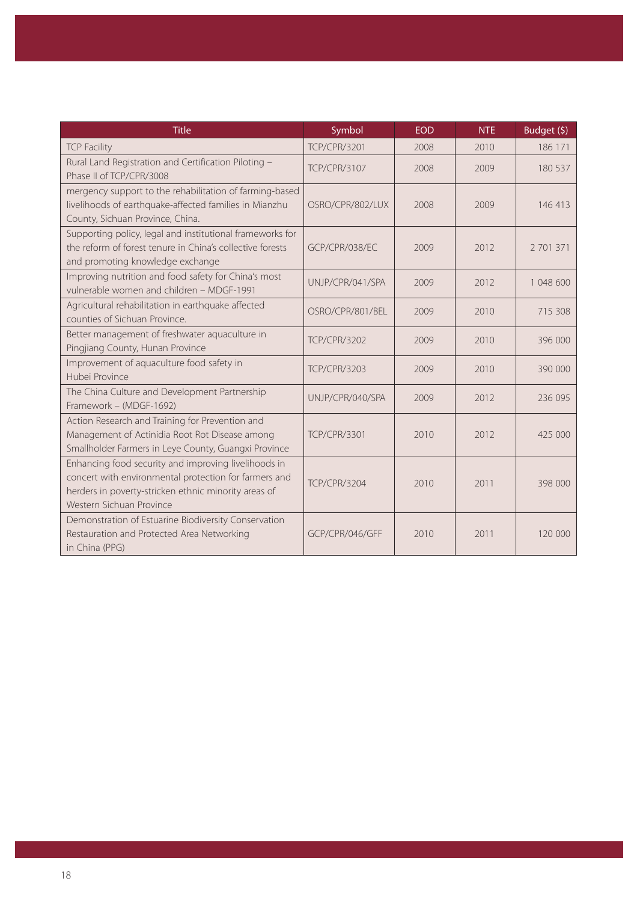| Title | Symbol | EOD | NTE | Budget ($) |
| --- | --- | --- | --- | --- |
| TCP Facility | TCP/CPR/3201 | 2008 | 2010 | 186 171 |
| Rural Land Registration and Certification Piloting – Phase II of TCP/CPR/3008 | TCP/CPR/3107 | 2008 | 2009 | 180 537 |
| mergency support to the rehabilitation of farming-based livelihoods of earthquake-affected families in Mianzhu County, Sichuan Province, China. | OSRO/CPR/802/LUX | 2008 | 2009 | 146 413 |
| Supporting policy, legal and institutional frameworks for the reform of forest tenure in China's collective forests and promoting knowledge exchange | GCP/CPR/038/EC | 2009 | 2012 | 2 701 371 |
| Improving nutrition and food safety for China's most vulnerable women and children – MDGF-1991 | UNJP/CPR/041/SPA | 2009 | 2012 | 1 048 600 |
| Agricultural rehabilitation in earthquake affected counties of Sichuan Province. | OSRO/CPR/801/BEL | 2009 | 2010 | 715 308 |
| Better management of freshwater aquaculture in Pingjiang County, Hunan Province | TCP/CPR/3202 | 2009 | 2010 | 396 000 |
| Improvement of aquaculture food safety in Hubei Province | TCP/CPR/3203 | 2009 | 2010 | 390 000 |
| The China Culture and Development Partnership Framework – (MDGF-1692) | UNJP/CPR/040/SPA | 2009 | 2012 | 236 095 |
| Action Research and Training for Prevention and Management of Actinidia Root Rot Disease among Smallholder Farmers in Leye County, Guangxi Province | TCP/CPR/3301 | 2010 | 2012 | 425 000 |
| Enhancing food security and improving livelihoods in concert with environmental protection for farmers and herders in poverty-stricken ethnic minority areas of Western Sichuan Province | TCP/CPR/3204 | 2010 | 2011 | 398 000 |
| Demonstration of Estuarine Biodiversity Conservation Restauration and Protected Area Networking in China (PPG) | GCP/CPR/046/GFF | 2010 | 2011 | 120 000 |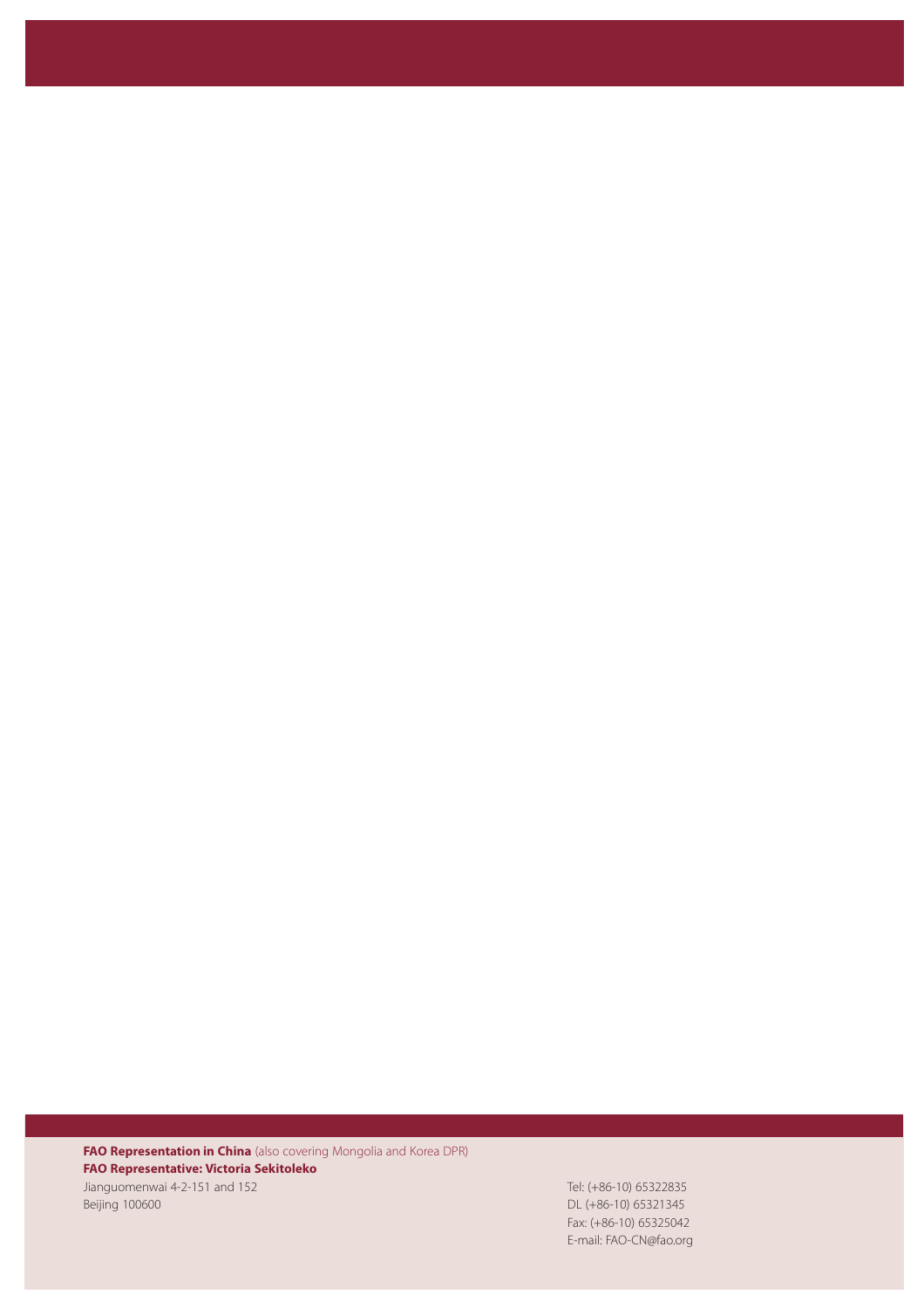**FAO Representation in China** (also covering Mongolia and Korea DPR)
**FAO Representative: Victoria Sekitoleko**
Jianguomenwai 4-2-151 and 152
Beijing 100600

Tel: (+86-10) 65322835
DL (+86-10) 65321345
Fax: (+86-10) 65325042
E-mail: FAO-CN@fao.org